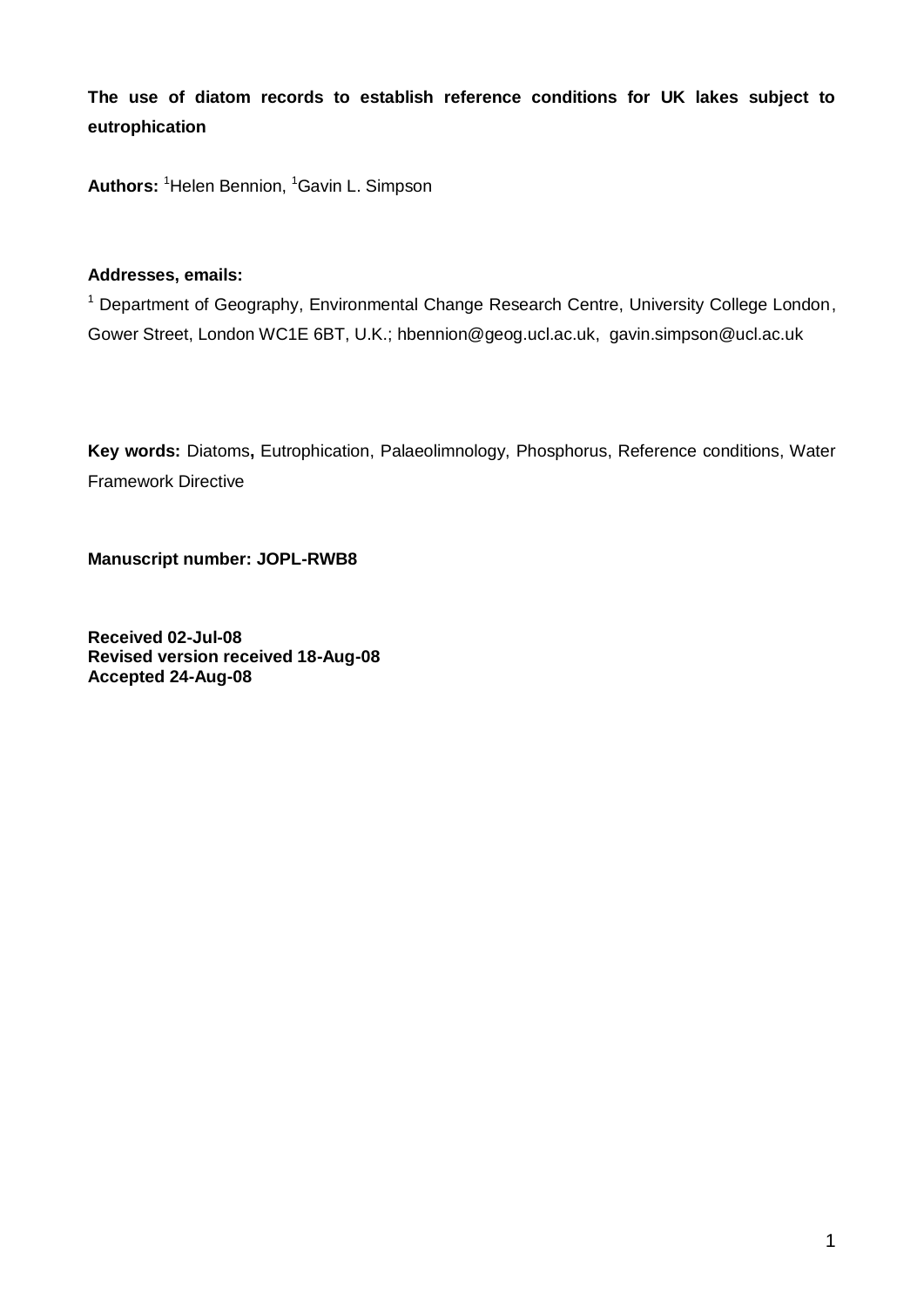**The use of diatom records to establish reference conditions for UK lakes subject to eutrophication**

**Authors:** [1]Helen Bennion, [1]Gavin L. Simpson

**Addresses, emails:**

[1] Department of Geography, Environmental Change Research Centre, University College London, Gower Street, London WC1E 6BT, U.K.; hbennion@geog.ucl.ac.uk, gavin.simpson@ucl.ac.uk

**Key words:** Diatoms**,** Eutrophication, Palaeolimnology, Phosphorus, Reference conditions, Water Framework Directive

**Manuscript number: JOPL-RWB8**

**Received 02-Jul-08**
**Revised version received 18-Aug-08**
**Accepted 24-Aug-08**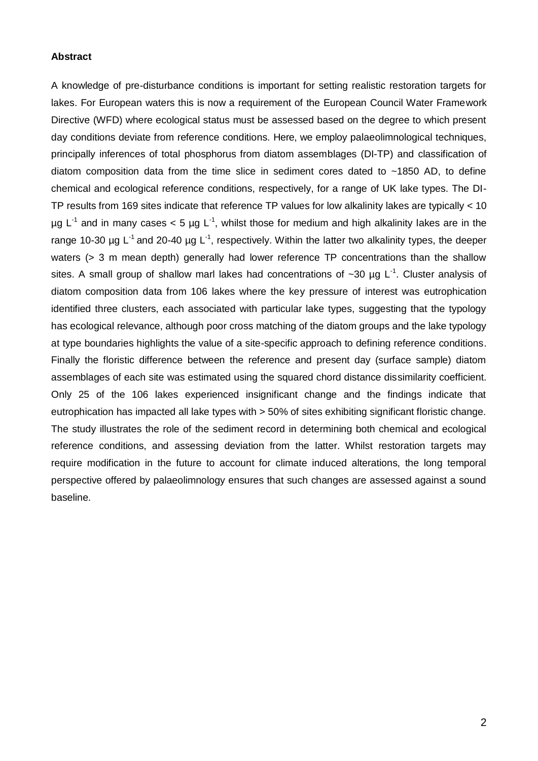**Abstract**

A knowledge of pre-disturbance conditions is important for setting realistic restoration targets for lakes. For European waters this is now a requirement of the European Council Water Framework Directive (WFD) where ecological status must be assessed based on the degree to which present day conditions deviate from reference conditions. Here, we employ palaeolimnological techniques, principally inferences of total phosphorus from diatom assemblages (DI-TP) and classification of diatom composition data from the time slice in sediment cores dated to ~1850 AD, to define chemical and ecological reference conditions, respectively, for a range of UK lake types. The DI-TP results from 169 sites indicate that reference TP values for low alkalinity lakes are typically < 10 µg $L^{-1}$ and in many cases < 5 µg $L^{-1}$, whilst those for medium and high alkalinity lakes are in the range 10-30 µg $L^{-1}$ and 20-40 µg $L^{-1}$, respectively. Within the latter two alkalinity types, the deeper waters (> 3 m mean depth) generally had lower reference TP concentrations than the shallow sites. A small group of shallow marl lakes had concentrations of ~30 µg $L^{-1}$. Cluster analysis of diatom composition data from 106 lakes where the key pressure of interest was eutrophication identified three clusters, each associated with particular lake types, suggesting that the typology has ecological relevance, although poor cross matching of the diatom groups and the lake typology at type boundaries highlights the value of a site-specific approach to defining reference conditions. Finally the floristic difference between the reference and present day (surface sample) diatom assemblages of each site was estimated using the squared chord distance dissimilarity coefficient. Only 25 of the 106 lakes experienced insignificant change and the findings indicate that eutrophication has impacted all lake types with > 50% of sites exhibiting significant floristic change. The study illustrates the role of the sediment record in determining both chemical and ecological reference conditions, and assessing deviation from the latter. Whilst restoration targets may require modification in the future to account for climate induced alterations, the long temporal perspective offered by palaeolimnology ensures that such changes are assessed against a sound baseline.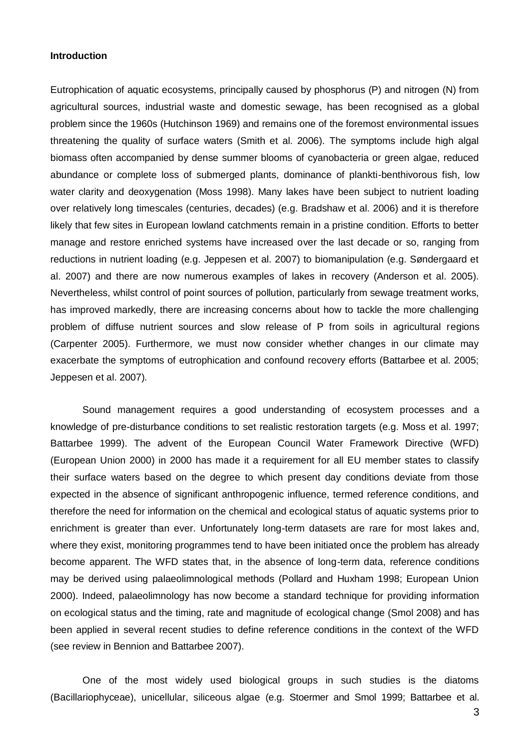**Introduction**

Eutrophication of aquatic ecosystems, principally caused by phosphorus (P) and nitrogen (N) from agricultural sources, industrial waste and domestic sewage, has been recognised as a global problem since the 1960s (Hutchinson 1969) and remains one of the foremost environmental issues threatening the quality of surface waters (Smith et al. 2006). The symptoms include high algal biomass often accompanied by dense summer blooms of cyanobacteria or green algae, reduced abundance or complete loss of submerged plants, dominance of plankti-benthivorous fish, low water clarity and deoxygenation (Moss 1998). Many lakes have been subject to nutrient loading over relatively long timescales (centuries, decades) (e.g. Bradshaw et al. 2006) and it is therefore likely that few sites in European lowland catchments remain in a pristine condition. Efforts to better manage and restore enriched systems have increased over the last decade or so, ranging from reductions in nutrient loading (e.g. Jeppesen et al. 2007) to biomanipulation (e.g. Søndergaard et al. 2007) and there are now numerous examples of lakes in recovery (Anderson et al. 2005). Nevertheless, whilst control of point sources of pollution, particularly from sewage treatment works, has improved markedly, there are increasing concerns about how to tackle the more challenging problem of diffuse nutrient sources and slow release of P from soils in agricultural regions (Carpenter 2005). Furthermore, we must now consider whether changes in our climate may exacerbate the symptoms of eutrophication and confound recovery efforts (Battarbee et al. 2005; Jeppesen et al. 2007).

Sound management requires a good understanding of ecosystem processes and a knowledge of pre-disturbance conditions to set realistic restoration targets (e.g. Moss et al. 1997; Battarbee 1999). The advent of the European Council Water Framework Directive (WFD) (European Union 2000) in 2000 has made it a requirement for all EU member states to classify their surface waters based on the degree to which present day conditions deviate from those expected in the absence of significant anthropogenic influence, termed reference conditions, and therefore the need for information on the chemical and ecological status of aquatic systems prior to enrichment is greater than ever. Unfortunately long-term datasets are rare for most lakes and, where they exist, monitoring programmes tend to have been initiated once the problem has already become apparent. The WFD states that, in the absence of long-term data, reference conditions may be derived using palaeolimnological methods (Pollard and Huxham 1998; European Union 2000). Indeed, palaeolimnology has now become a standard technique for providing information on ecological status and the timing, rate and magnitude of ecological change (Smol 2008) and has been applied in several recent studies to define reference conditions in the context of the WFD (see review in Bennion and Battarbee 2007).

One of the most widely used biological groups in such studies is the diatoms (Bacillariophyceae), unicellular, siliceous algae (e.g. Stoermer and Smol 1999; Battarbee et al.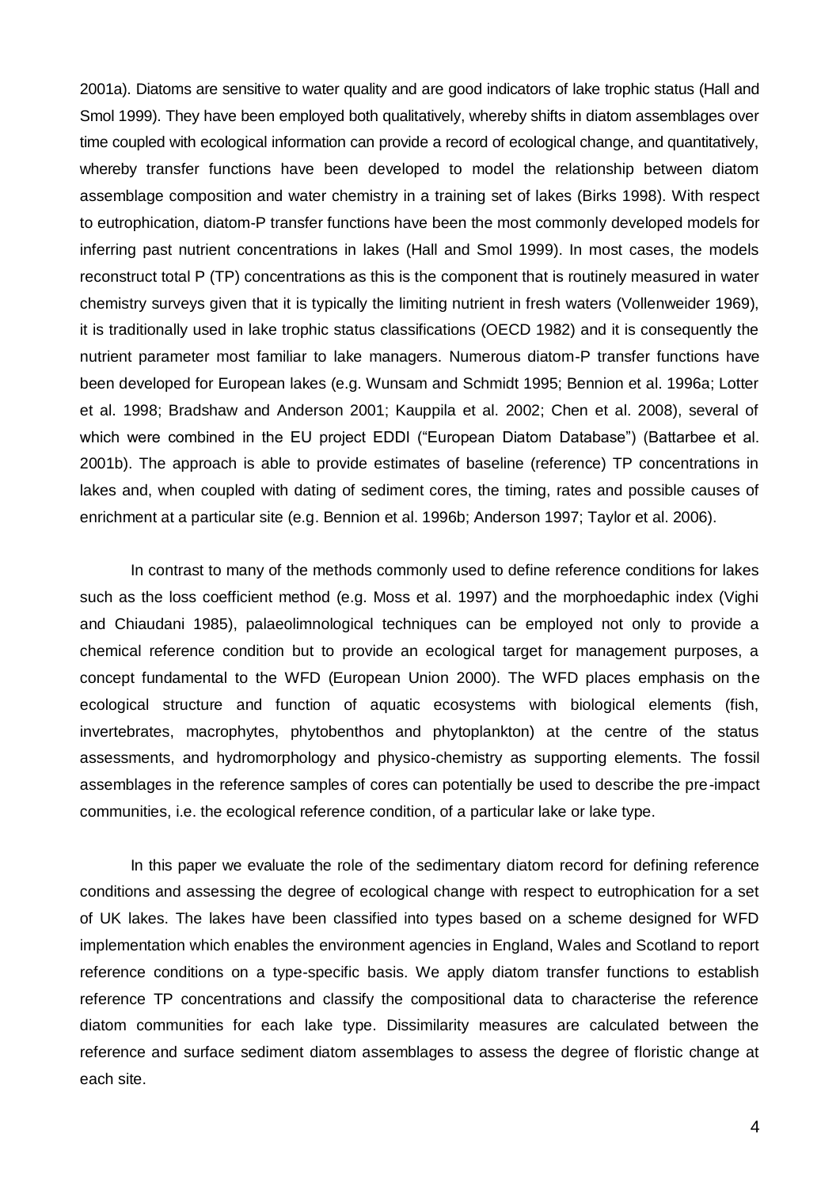2001a). Diatoms are sensitive to water quality and are good indicators of lake trophic status (Hall and Smol 1999). They have been employed both qualitatively, whereby shifts in diatom assemblages over time coupled with ecological information can provide a record of ecological change, and quantitatively, whereby transfer functions have been developed to model the relationship between diatom assemblage composition and water chemistry in a training set of lakes (Birks 1998). With respect to eutrophication, diatom-P transfer functions have been the most commonly developed models for inferring past nutrient concentrations in lakes (Hall and Smol 1999). In most cases, the models reconstruct total P (TP) concentrations as this is the component that is routinely measured in water chemistry surveys given that it is typically the limiting nutrient in fresh waters (Vollenweider 1969), it is traditionally used in lake trophic status classifications (OECD 1982) and it is consequently the nutrient parameter most familiar to lake managers. Numerous diatom-P transfer functions have been developed for European lakes (e.g. Wunsam and Schmidt 1995; Bennion et al. 1996a; Lotter et al. 1998; Bradshaw and Anderson 2001; Kauppila et al. 2002; Chen et al. 2008), several of which were combined in the EU project EDDI ("European Diatom Database") (Battarbee et al. 2001b). The approach is able to provide estimates of baseline (reference) TP concentrations in lakes and, when coupled with dating of sediment cores, the timing, rates and possible causes of enrichment at a particular site (e.g. Bennion et al. 1996b; Anderson 1997; Taylor et al. 2006).

In contrast to many of the methods commonly used to define reference conditions for lakes such as the loss coefficient method (e.g. Moss et al. 1997) and the morphoedaphic index (Vighi and Chiaudani 1985), palaeolimnological techniques can be employed not only to provide a chemical reference condition but to provide an ecological target for management purposes, a concept fundamental to the WFD (European Union 2000). The WFD places emphasis on the ecological structure and function of aquatic ecosystems with biological elements (fish, invertebrates, macrophytes, phytobenthos and phytoplankton) at the centre of the status assessments, and hydromorphology and physico-chemistry as supporting elements. The fossil assemblages in the reference samples of cores can potentially be used to describe the pre-impact communities, i.e. the ecological reference condition, of a particular lake or lake type.

In this paper we evaluate the role of the sedimentary diatom record for defining reference conditions and assessing the degree of ecological change with respect to eutrophication for a set of UK lakes. The lakes have been classified into types based on a scheme designed for WFD implementation which enables the environment agencies in England, Wales and Scotland to report reference conditions on a type-specific basis. We apply diatom transfer functions to establish reference TP concentrations and classify the compositional data to characterise the reference diatom communities for each lake type. Dissimilarity measures are calculated between the reference and surface sediment diatom assemblages to assess the degree of floristic change at each site.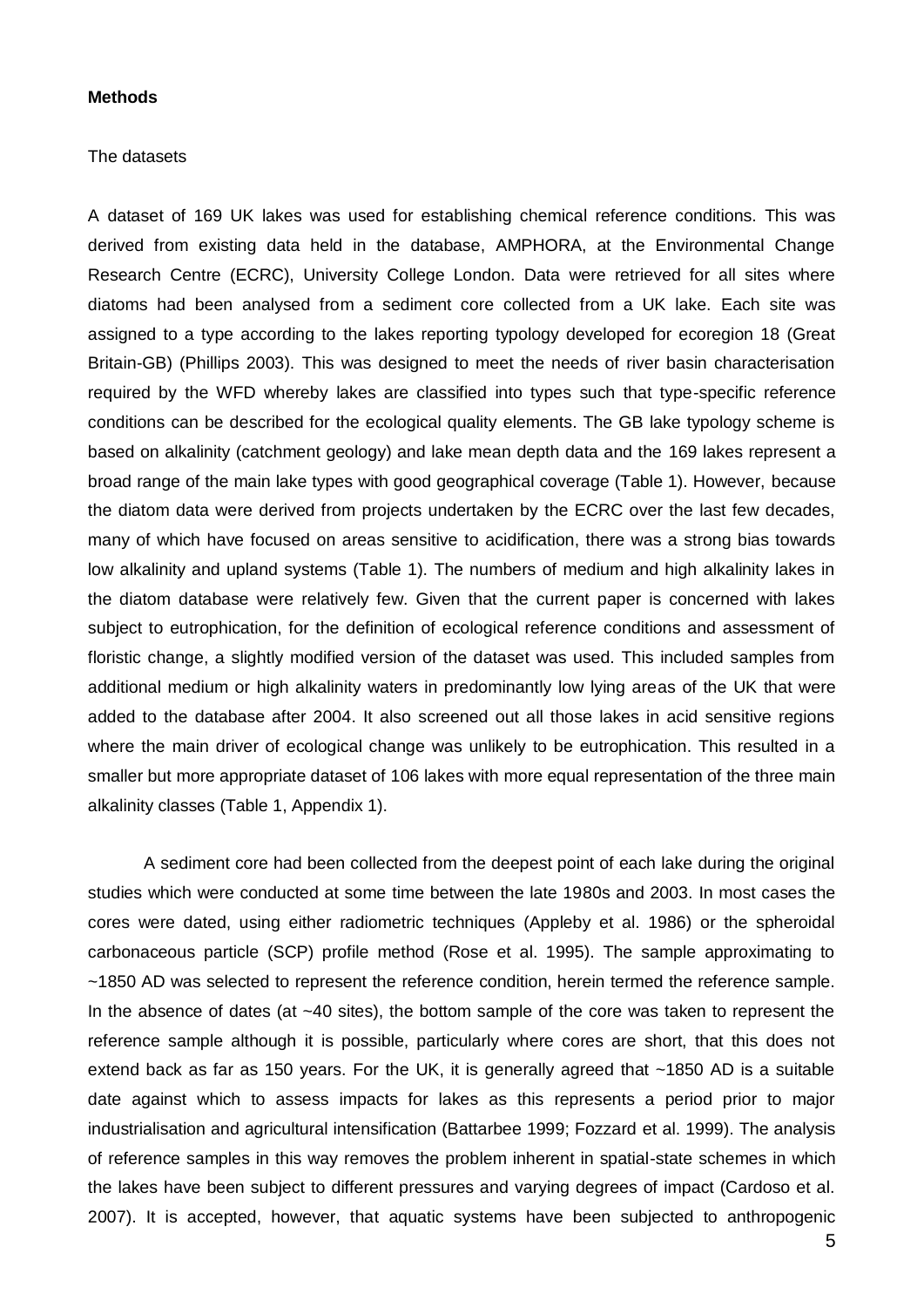## Methods

### The datasets

A dataset of 169 UK lakes was used for establishing chemical reference conditions. This was derived from existing data held in the database, AMPHORA, at the Environmental Change Research Centre (ECRC), University College London. Data were retrieved for all sites where diatoms had been analysed from a sediment core collected from a UK lake. Each site was assigned to a type according to the lakes reporting typology developed for ecoregion 18 (Great Britain-GB) (Phillips 2003). This was designed to meet the needs of river basin characterisation required by the WFD whereby lakes are classified into types such that type-specific reference conditions can be described for the ecological quality elements. The GB lake typology scheme is based on alkalinity (catchment geology) and lake mean depth data and the 169 lakes represent a broad range of the main lake types with good geographical coverage (Table 1). However, because the diatom data were derived from projects undertaken by the ECRC over the last few decades, many of which have focused on areas sensitive to acidification, there was a strong bias towards low alkalinity and upland systems (Table 1). The numbers of medium and high alkalinity lakes in the diatom database were relatively few. Given that the current paper is concerned with lakes subject to eutrophication, for the definition of ecological reference conditions and assessment of floristic change, a slightly modified version of the dataset was used. This included samples from additional medium or high alkalinity waters in predominantly low lying areas of the UK that were added to the database after 2004. It also screened out all those lakes in acid sensitive regions where the main driver of ecological change was unlikely to be eutrophication. This resulted in a smaller but more appropriate dataset of 106 lakes with more equal representation of the three main alkalinity classes (Table 1, Appendix 1).

A sediment core had been collected from the deepest point of each lake during the original studies which were conducted at some time between the late 1980s and 2003. In most cases the cores were dated, using either radiometric techniques (Appleby et al. 1986) or the spheroidal carbonaceous particle (SCP) profile method (Rose et al. 1995). The sample approximating to ~1850 AD was selected to represent the reference condition, herein termed the reference sample. In the absence of dates (at ~40 sites), the bottom sample of the core was taken to represent the reference sample although it is possible, particularly where cores are short, that this does not extend back as far as 150 years. For the UK, it is generally agreed that ~1850 AD is a suitable date against which to assess impacts for lakes as this represents a period prior to major industrialisation and agricultural intensification (Battarbee 1999; Fozzard et al. 1999). The analysis of reference samples in this way removes the problem inherent in spatial-state schemes in which the lakes have been subject to different pressures and varying degrees of impact (Cardoso et al. 2007). It is accepted, however, that aquatic systems have been subjected to anthropogenic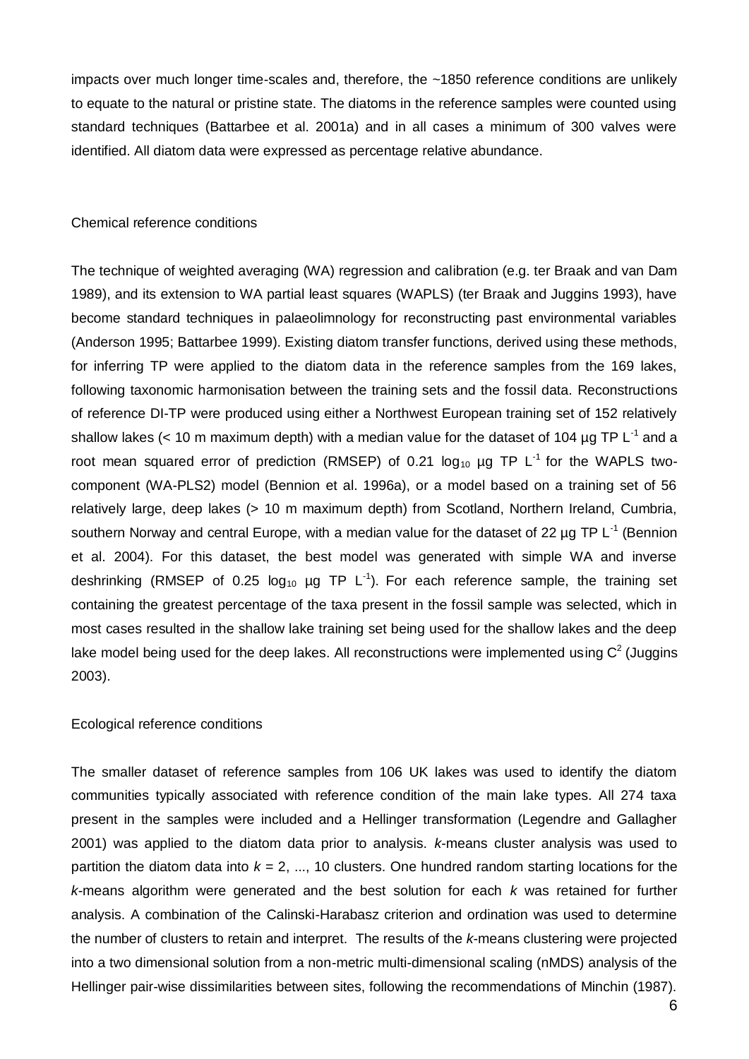impacts over much longer time-scales and, therefore, the ~1850 reference conditions are unlikely to equate to the natural or pristine state. The diatoms in the reference samples were counted using standard techniques (Battarbee et al. 2001a) and in all cases a minimum of 300 valves were identified. All diatom data were expressed as percentage relative abundance.

## Chemical reference conditions

The technique of weighted averaging (WA) regression and calibration (e.g. ter Braak and van Dam 1989), and its extension to WA partial least squares (WAPLS) (ter Braak and Juggins 1993), have become standard techniques in palaeolimnology for reconstructing past environmental variables (Anderson 1995; Battarbee 1999). Existing diatom transfer functions, derived using these methods, for inferring TP were applied to the diatom data in the reference samples from the 169 lakes, following taxonomic harmonisation between the training sets and the fossil data. Reconstructions of reference DI-TP were produced using either a Northwest European training set of 152 relatively shallow lakes (< 10 m maximum depth) with a median value for the dataset of 104 µg TP $L^{-1}$ and a root mean squared error of prediction (RMSEP) of 0.21 $log_{10}$ µg TP $L^{-1}$ for the WAPLS two-component (WA-PLS2) model (Bennion et al. 1996a), or a model based on a training set of 56 relatively large, deep lakes (> 10 m maximum depth) from Scotland, Northern Ireland, Cumbria, southern Norway and central Europe, with a median value for the dataset of 22 µg TP $L^{-1}$ (Bennion et al. 2004). For this dataset, the best model was generated with simple WA and inverse deshrinking (RMSEP of 0.25 $log_{10}$ µg TP $L^{-1}$). For each reference sample, the training set containing the greatest percentage of the taxa present in the fossil sample was selected, which in most cases resulted in the shallow lake training set being used for the shallow lakes and the deep lake model being used for the deep lakes. All reconstructions were implemented using $C^2$ (Juggins 2003).

## Ecological reference conditions

The smaller dataset of reference samples from 106 UK lakes was used to identify the diatom communities typically associated with reference condition of the main lake types. All 274 taxa present in the samples were included and a Hellinger transformation (Legendre and Gallagher 2001) was applied to the diatom data prior to analysis. *k*-means cluster analysis was used to partition the diatom data into $k = 2, ..., 10$ clusters. One hundred random starting locations for the *k*-means algorithm were generated and the best solution for each *k* was retained for further analysis. A combination of the Calinski-Harabasz criterion and ordination was used to determine the number of clusters to retain and interpret. The results of the *k*-means clustering were projected into a two dimensional solution from a non-metric multi-dimensional scaling (nMDS) analysis of the Hellinger pair-wise dissimilarities between sites, following the recommendations of Minchin (1987).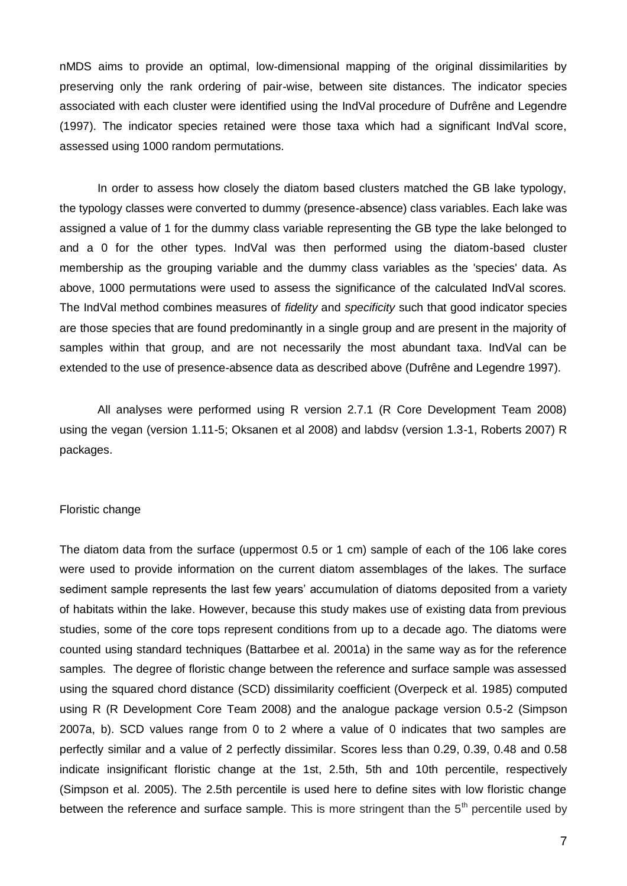nMDS aims to provide an optimal, low-dimensional mapping of the original dissimilarities by preserving only the rank ordering of pair-wise, between site distances. The indicator species associated with each cluster were identified using the IndVal procedure of Dufrêne and Legendre (1997). The indicator species retained were those taxa which had a significant IndVal score, assessed using 1000 random permutations.

In order to assess how closely the diatom based clusters matched the GB lake typology, the typology classes were converted to dummy (presence-absence) class variables. Each lake was assigned a value of 1 for the dummy class variable representing the GB type the lake belonged to and a 0 for the other types. IndVal was then performed using the diatom-based cluster membership as the grouping variable and the dummy class variables as the 'species' data. As above, 1000 permutations were used to assess the significance of the calculated IndVal scores. The IndVal method combines measures of *fidelity* and *specificity* such that good indicator species are those species that are found predominantly in a single group and are present in the majority of samples within that group, and are not necessarily the most abundant taxa. IndVal can be extended to the use of presence-absence data as described above (Dufrêne and Legendre 1997).

All analyses were performed using R version 2.7.1 (R Core Development Team 2008) using the vegan (version 1.11-5; Oksanen et al 2008) and labdsv (version 1.3-1, Roberts 2007) R packages.

Floristic change

The diatom data from the surface (uppermost 0.5 or 1 cm) sample of each of the 106 lake cores were used to provide information on the current diatom assemblages of the lakes. The surface sediment sample represents the last few years' accumulation of diatoms deposited from a variety of habitats within the lake. However, because this study makes use of existing data from previous studies, some of the core tops represent conditions from up to a decade ago. The diatoms were counted using standard techniques (Battarbee et al. 2001a) in the same way as for the reference samples. The degree of floristic change between the reference and surface sample was assessed using the squared chord distance (SCD) dissimilarity coefficient (Overpeck et al. 1985) computed using R (R Development Core Team 2008) and the analogue package version 0.5-2 (Simpson 2007a, b). SCD values range from 0 to 2 where a value of 0 indicates that two samples are perfectly similar and a value of 2 perfectly dissimilar. Scores less than 0.29, 0.39, 0.48 and 0.58 indicate insignificant floristic change at the 1st, 2.5th, 5th and 10th percentile, respectively (Simpson et al. 2005). The 2.5th percentile is used here to define sites with low floristic change between the reference and surface sample. This is more stringent than the 5th percentile used by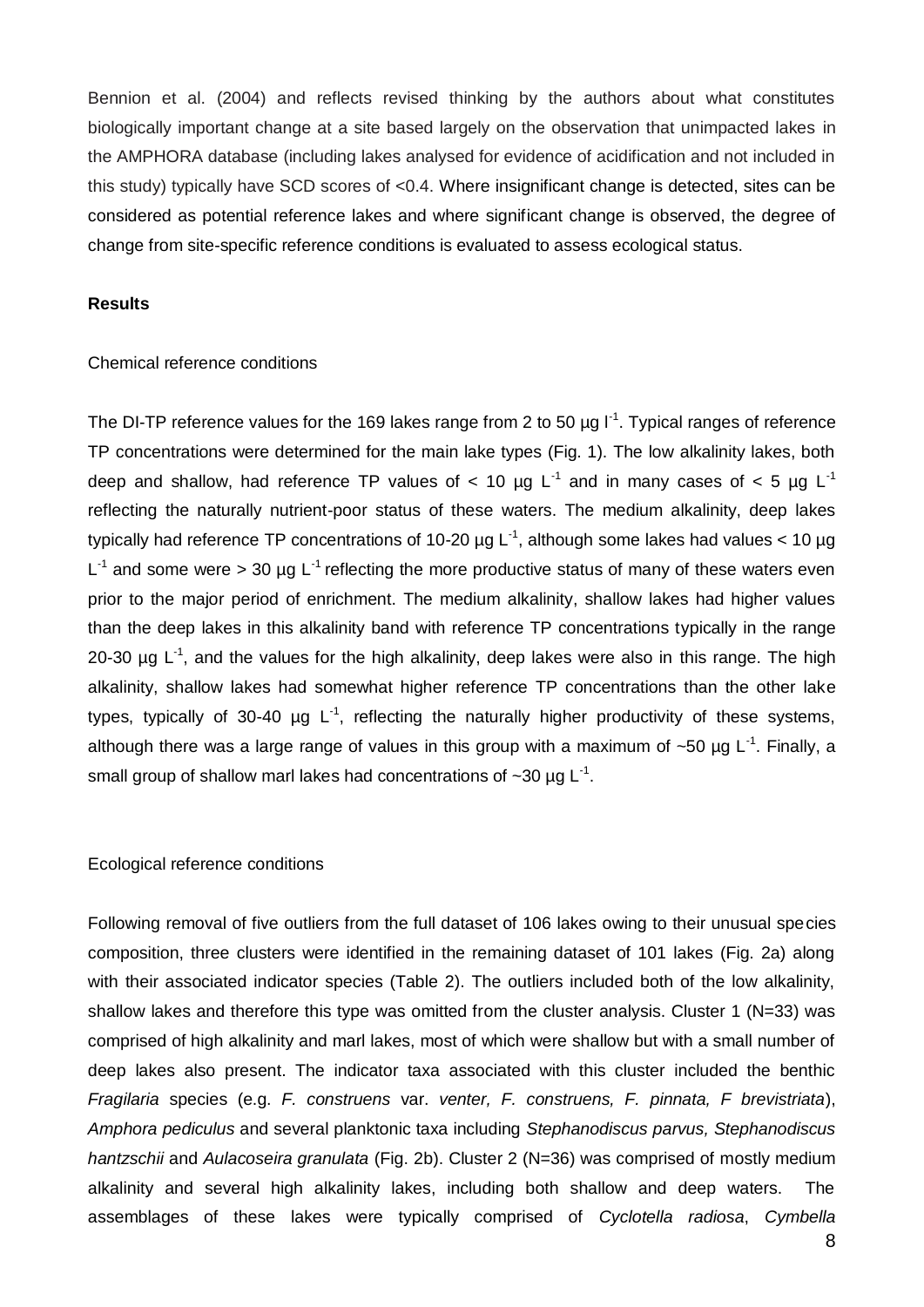Bennion et al. (2004) and reflects revised thinking by the authors about what constitutes biologically important change at a site based largely on the observation that unimpacted lakes in the AMPHORA database (including lakes analysed for evidence of acidification and not included in this study) typically have SCD scores of <0.4. Where insignificant change is detected, sites can be considered as potential reference lakes and where significant change is observed, the degree of change from site-specific reference conditions is evaluated to assess ecological status.

## Results

### Chemical reference conditions

The DI-TP reference values for the 169 lakes range from 2 to 50 µg $l^{-1}$. Typical ranges of reference TP concentrations were determined for the main lake types (Fig. 1). The low alkalinity lakes, both deep and shallow, had reference TP values of < 10 µg $L^{-1}$ and in many cases of < 5 µg $L^{-1}$ reflecting the naturally nutrient-poor status of these waters. The medium alkalinity, deep lakes typically had reference TP concentrations of 10-20 µg $L^{-1}$, although some lakes had values < 10 µg $L^{-1}$ and some were > 30 µg $L^{-1}$ reflecting the more productive status of many of these waters even prior to the major period of enrichment. The medium alkalinity, shallow lakes had higher values than the deep lakes in this alkalinity band with reference TP concentrations typically in the range 20-30 µg $L^{-1}$, and the values for the high alkalinity, deep lakes were also in this range. The high alkalinity, shallow lakes had somewhat higher reference TP concentrations than the other lake types, typically of 30-40 µg $L^{-1}$, reflecting the naturally higher productivity of these systems, although there was a large range of values in this group with a maximum of ~50 µg $L^{-1}$. Finally, a small group of shallow marl lakes had concentrations of ~30 µg $L^{-1}$.

### Ecological reference conditions

Following removal of five outliers from the full dataset of 106 lakes owing to their unusual species composition, three clusters were identified in the remaining dataset of 101 lakes (Fig. 2a) along with their associated indicator species (Table 2). The outliers included both of the low alkalinity, shallow lakes and therefore this type was omitted from the cluster analysis. Cluster 1 (N=33) was comprised of high alkalinity and marl lakes, most of which were shallow but with a small number of deep lakes also present. The indicator taxa associated with this cluster included the benthic *Fragilaria* species (e.g. *F. construens* var. *venter, F. construens, F. pinnata, F brevistriata*), *Amphora pediculus* and several planktonic taxa including *Stephanodiscus parvus, Stephanodiscus hantzschii* and *Aulacoseira granulata* (Fig. 2b). Cluster 2 (N=36) was comprised of mostly medium alkalinity and several high alkalinity lakes, including both shallow and deep waters. The assemblages of these lakes were typically comprised of *Cyclotella radiosa*, *Cymbella*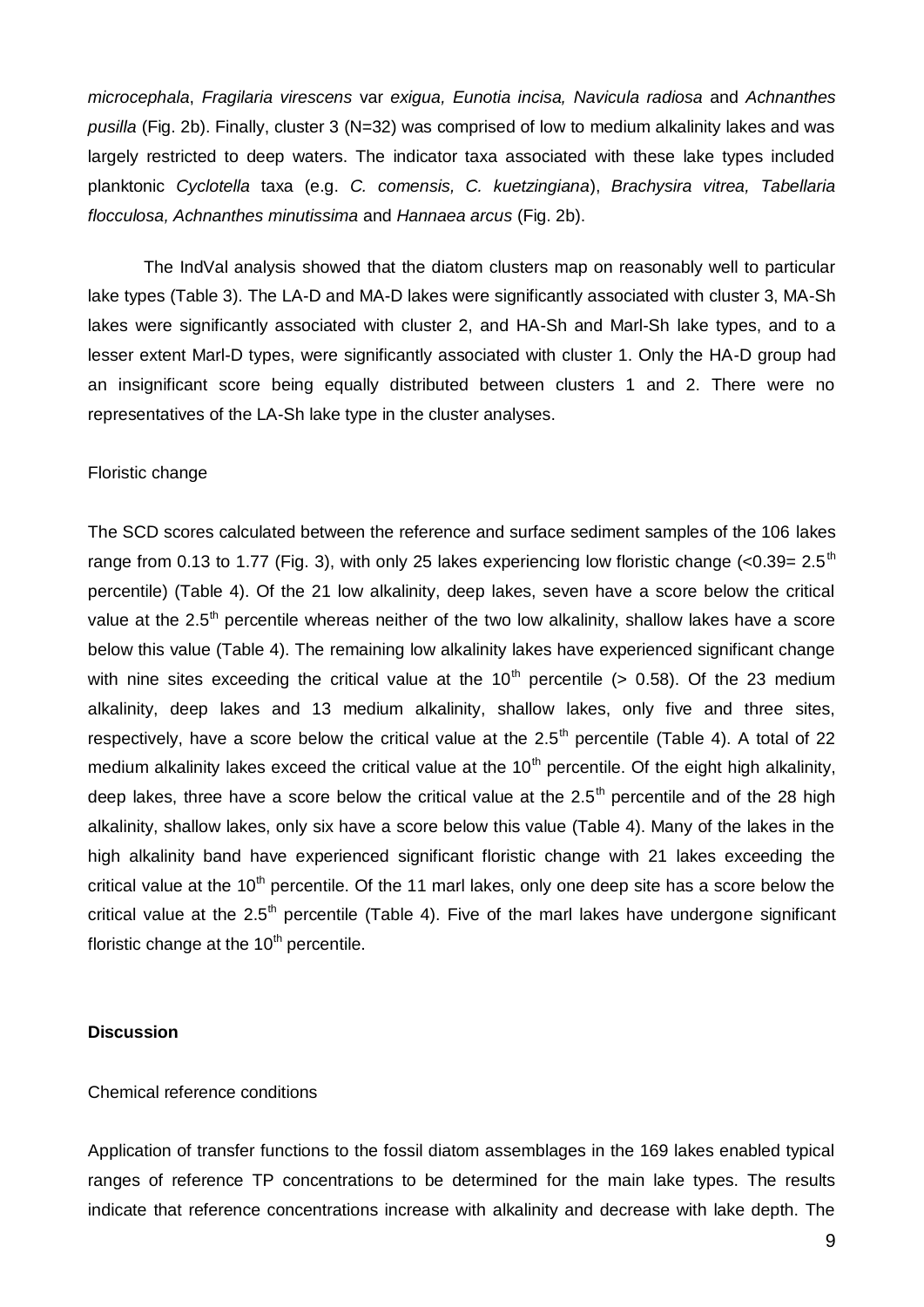*microcephala*, *Fragilaria virescens* var *exigua, Eunotia incisa, Navicula radiosa* and *Achnanthes pusilla* (Fig. 2b). Finally, cluster 3 (N=32) was comprised of low to medium alkalinity lakes and was largely restricted to deep waters. The indicator taxa associated with these lake types included planktonic *Cyclotella* taxa (e.g. *C. comensis, C. kuetzingiana*), *Brachysira vitrea, Tabellaria flocculosa, Achnanthes minutissima* and *Hannaea arcus* (Fig. 2b).

The IndVal analysis showed that the diatom clusters map on reasonably well to particular lake types (Table 3). The LA-D and MA-D lakes were significantly associated with cluster 3, MA-Sh lakes were significantly associated with cluster 2, and HA-Sh and Marl-Sh lake types, and to a lesser extent Marl-D types, were significantly associated with cluster 1. Only the HA-D group had an insignificant score being equally distributed between clusters 1 and 2. There were no representatives of the LA-Sh lake type in the cluster analyses.

Floristic change

The SCD scores calculated between the reference and surface sediment samples of the 106 lakes range from 0.13 to 1.77 (Fig. 3), with only 25 lakes experiencing low floristic change (<0.39= 2.5$^{th}$ percentile) (Table 4). Of the 21 low alkalinity, deep lakes, seven have a score below the critical value at the 2.5$^{th}$ percentile whereas neither of the two low alkalinity, shallow lakes have a score below this value (Table 4). The remaining low alkalinity lakes have experienced significant change with nine sites exceeding the critical value at the 10$^{th}$ percentile (> 0.58). Of the 23 medium alkalinity, deep lakes and 13 medium alkalinity, shallow lakes, only five and three sites, respectively, have a score below the critical value at the 2.5$^{th}$ percentile (Table 4). A total of 22 medium alkalinity lakes exceed the critical value at the 10$^{th}$ percentile. Of the eight high alkalinity, deep lakes, three have a score below the critical value at the 2.5$^{th}$ percentile and of the 28 high alkalinity, shallow lakes, only six have a score below this value (Table 4). Many of the lakes in the high alkalinity band have experienced significant floristic change with 21 lakes exceeding the critical value at the 10$^{th}$ percentile. Of the 11 marl lakes, only one deep site has a score below the critical value at the 2.5$^{th}$ percentile (Table 4). Five of the marl lakes have undergone significant floristic change at the 10$^{th}$ percentile.

## Discussion

Chemical reference conditions

Application of transfer functions to the fossil diatom assemblages in the 169 lakes enabled typical ranges of reference TP concentrations to be determined for the main lake types. The results indicate that reference concentrations increase with alkalinity and decrease with lake depth. The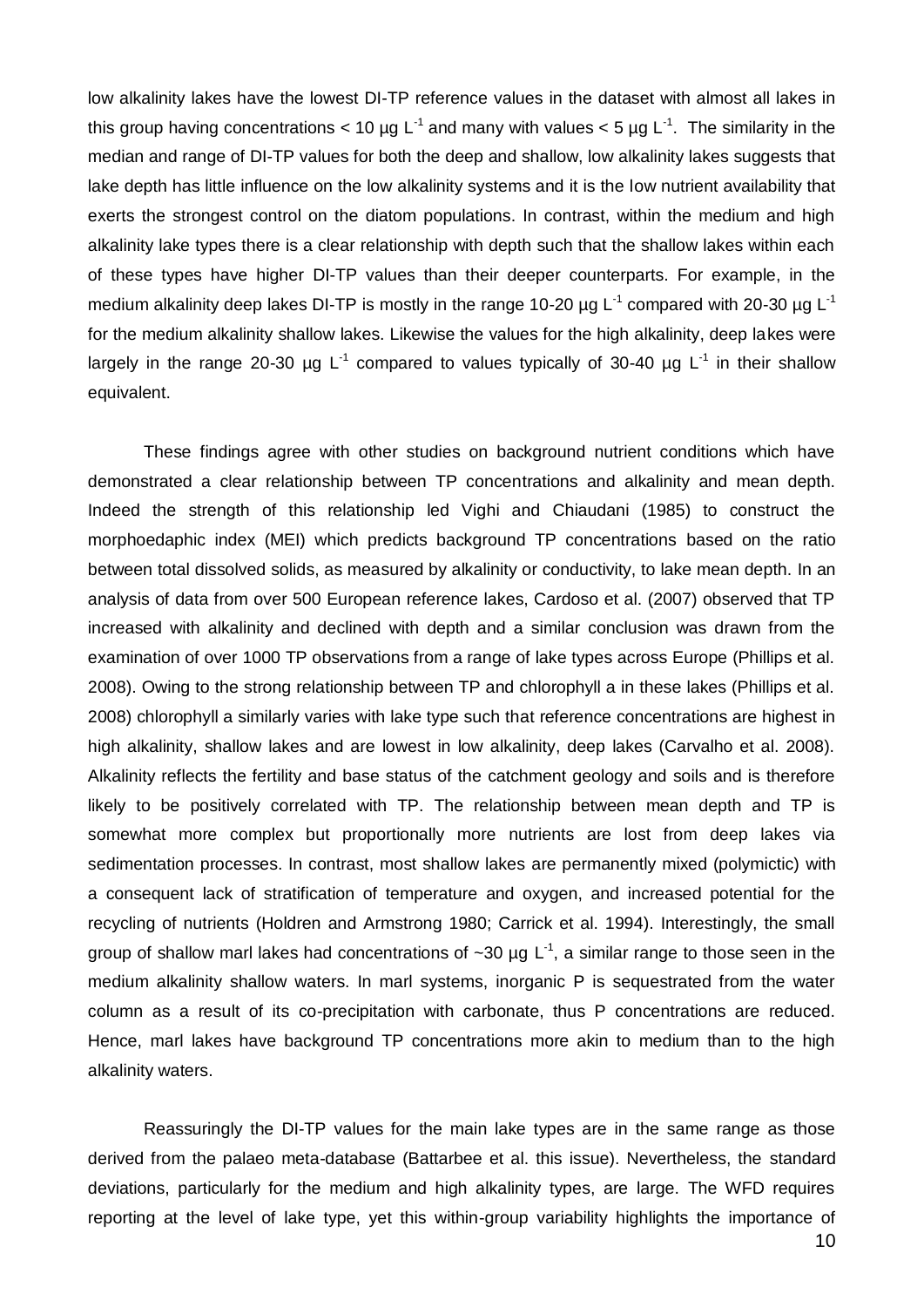low alkalinity lakes have the lowest DI-TP reference values in the dataset with almost all lakes in this group having concentrations < 10 µg $L^{-1}$ and many with values < 5 µg $L^{-1}$. The similarity in the median and range of DI-TP values for both the deep and shallow, low alkalinity lakes suggests that lake depth has little influence on the low alkalinity systems and it is the low nutrient availability that exerts the strongest control on the diatom populations. In contrast, within the medium and high alkalinity lake types there is a clear relationship with depth such that the shallow lakes within each of these types have higher DI-TP values than their deeper counterparts. For example, in the medium alkalinity deep lakes DI-TP is mostly in the range 10-20 µg $L^{-1}$ compared with 20-30 µg $L^{-1}$ for the medium alkalinity shallow lakes. Likewise the values for the high alkalinity, deep lakes were largely in the range 20-30 µg $L^{-1}$ compared to values typically of 30-40 µg $L^{-1}$ in their shallow equivalent.

These findings agree with other studies on background nutrient conditions which have demonstrated a clear relationship between TP concentrations and alkalinity and mean depth. Indeed the strength of this relationship led Vighi and Chiaudani (1985) to construct the morphoedaphic index (MEI) which predicts background TP concentrations based on the ratio between total dissolved solids, as measured by alkalinity or conductivity, to lake mean depth. In an analysis of data from over 500 European reference lakes, Cardoso et al. (2007) observed that TP increased with alkalinity and declined with depth and a similar conclusion was drawn from the examination of over 1000 TP observations from a range of lake types across Europe (Phillips et al. 2008). Owing to the strong relationship between TP and chlorophyll a in these lakes (Phillips et al. 2008) chlorophyll a similarly varies with lake type such that reference concentrations are highest in high alkalinity, shallow lakes and are lowest in low alkalinity, deep lakes (Carvalho et al. 2008). Alkalinity reflects the fertility and base status of the catchment geology and soils and is therefore likely to be positively correlated with TP. The relationship between mean depth and TP is somewhat more complex but proportionally more nutrients are lost from deep lakes via sedimentation processes. In contrast, most shallow lakes are permanently mixed (polymictic) with a consequent lack of stratification of temperature and oxygen, and increased potential for the recycling of nutrients (Holdren and Armstrong 1980; Carrick et al. 1994). Interestingly, the small group of shallow marl lakes had concentrations of ~30 µg $L^{-1}$, a similar range to those seen in the medium alkalinity shallow waters. In marl systems, inorganic P is sequestrated from the water column as a result of its co-precipitation with carbonate, thus P concentrations are reduced. Hence, marl lakes have background TP concentrations more akin to medium than to the high alkalinity waters.

Reassuringly the DI-TP values for the main lake types are in the same range as those derived from the palaeo meta-database (Battarbee et al. this issue). Nevertheless, the standard deviations, particularly for the medium and high alkalinity types, are large. The WFD requires reporting at the level of lake type, yet this within-group variability highlights the importance of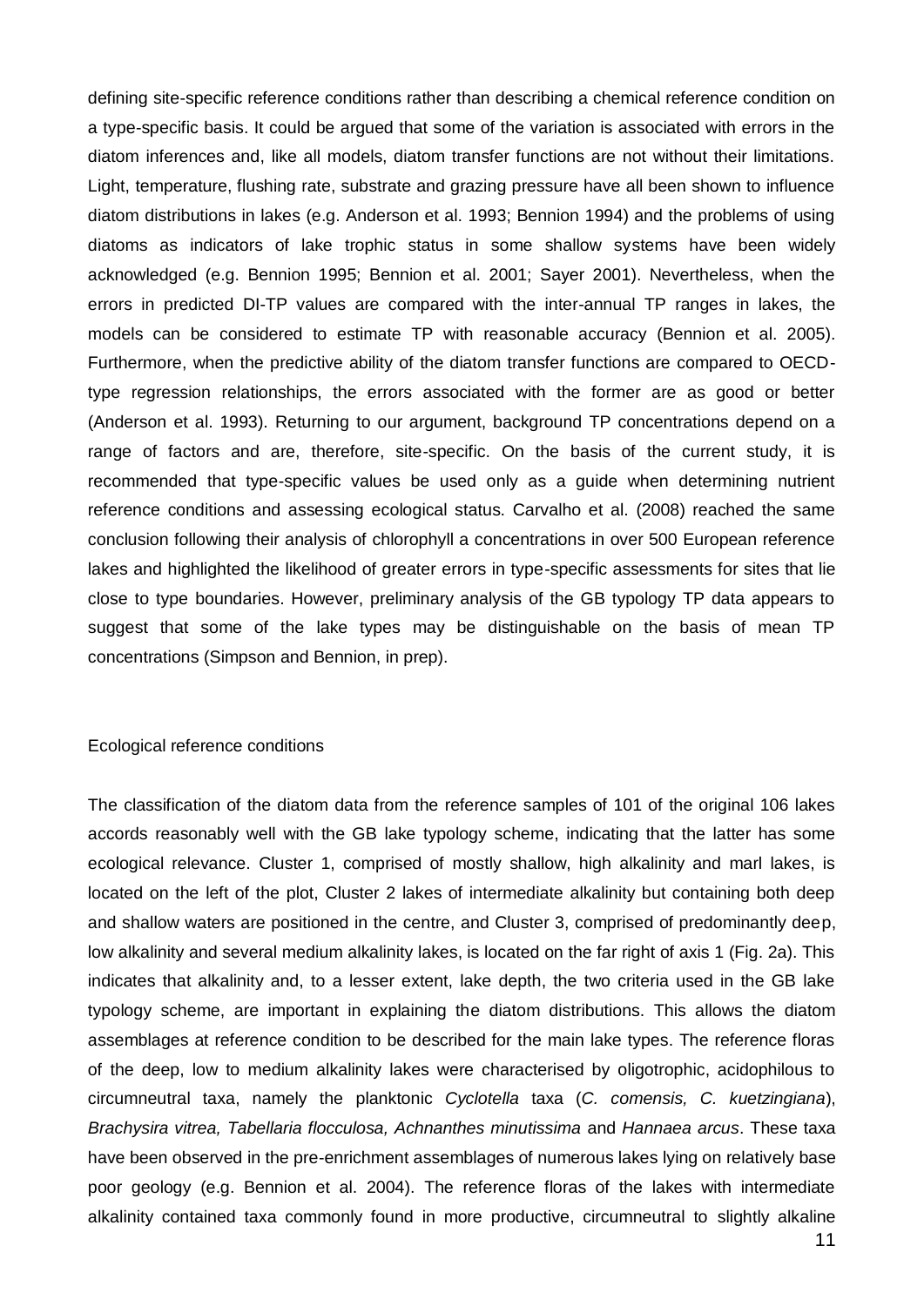defining site-specific reference conditions rather than describing a chemical reference condition on a type-specific basis. It could be argued that some of the variation is associated with errors in the diatom inferences and, like all models, diatom transfer functions are not without their limitations. Light, temperature, flushing rate, substrate and grazing pressure have all been shown to influence diatom distributions in lakes (e.g. Anderson et al. 1993; Bennion 1994) and the problems of using diatoms as indicators of lake trophic status in some shallow systems have been widely acknowledged (e.g. Bennion 1995; Bennion et al. 2001; Sayer 2001). Nevertheless, when the errors in predicted DI-TP values are compared with the inter-annual TP ranges in lakes, the models can be considered to estimate TP with reasonable accuracy (Bennion et al. 2005). Furthermore, when the predictive ability of the diatom transfer functions are compared to OECD-type regression relationships, the errors associated with the former are as good or better (Anderson et al. 1993). Returning to our argument, background TP concentrations depend on a range of factors and are, therefore, site-specific. On the basis of the current study, it is recommended that type-specific values be used only as a guide when determining nutrient reference conditions and assessing ecological status. Carvalho et al. (2008) reached the same conclusion following their analysis of chlorophyll a concentrations in over 500 European reference lakes and highlighted the likelihood of greater errors in type-specific assessments for sites that lie close to type boundaries. However, preliminary analysis of the GB typology TP data appears to suggest that some of the lake types may be distinguishable on the basis of mean TP concentrations (Simpson and Bennion, in prep).

## Ecological reference conditions

The classification of the diatom data from the reference samples of 101 of the original 106 lakes accords reasonably well with the GB lake typology scheme, indicating that the latter has some ecological relevance. Cluster 1, comprised of mostly shallow, high alkalinity and marl lakes, is located on the left of the plot, Cluster 2 lakes of intermediate alkalinity but containing both deep and shallow waters are positioned in the centre, and Cluster 3, comprised of predominantly deep, low alkalinity and several medium alkalinity lakes, is located on the far right of axis 1 (Fig. 2a). This indicates that alkalinity and, to a lesser extent, lake depth, the two criteria used in the GB lake typology scheme, are important in explaining the diatom distributions. This allows the diatom assemblages at reference condition to be described for the main lake types. The reference floras of the deep, low to medium alkalinity lakes were characterised by oligotrophic, acidophilous to circumneutral taxa, namely the planktonic *Cyclotella* taxa (*C. comensis, C. kuetzingiana*), *Brachysira vitrea, Tabellaria flocculosa, Achnanthes minutissima* and *Hannaea arcus*. These taxa have been observed in the pre-enrichment assemblages of numerous lakes lying on relatively base poor geology (e.g. Bennion et al. 2004). The reference floras of the lakes with intermediate alkalinity contained taxa commonly found in more productive, circumneutral to slightly alkaline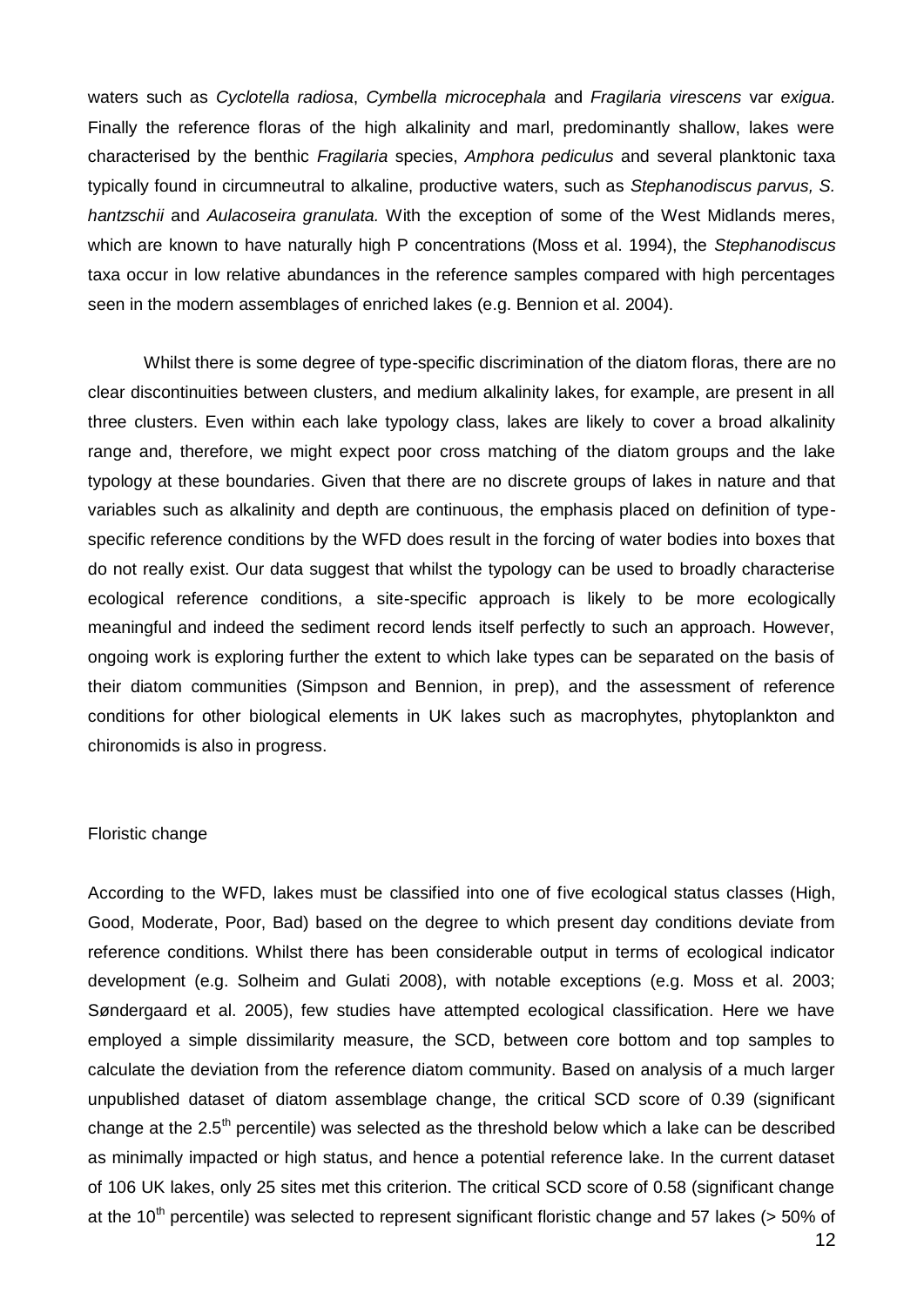waters such as *Cyclotella radiosa*, *Cymbella microcephala* and *Fragilaria virescens* var *exigua.* Finally the reference floras of the high alkalinity and marl, predominantly shallow, lakes were characterised by the benthic *Fragilaria* species, *Amphora pediculus* and several planktonic taxa typically found in circumneutral to alkaline, productive waters, such as *Stephanodiscus parvus, S. hantzschii* and *Aulacoseira granulata.* With the exception of some of the West Midlands meres, which are known to have naturally high P concentrations (Moss et al. 1994), the *Stephanodiscus* taxa occur in low relative abundances in the reference samples compared with high percentages seen in the modern assemblages of enriched lakes (e.g. Bennion et al. 2004).

Whilst there is some degree of type-specific discrimination of the diatom floras, there are no clear discontinuities between clusters, and medium alkalinity lakes, for example, are present in all three clusters. Even within each lake typology class, lakes are likely to cover a broad alkalinity range and, therefore, we might expect poor cross matching of the diatom groups and the lake typology at these boundaries. Given that there are no discrete groups of lakes in nature and that variables such as alkalinity and depth are continuous, the emphasis placed on definition of type-specific reference conditions by the WFD does result in the forcing of water bodies into boxes that do not really exist. Our data suggest that whilst the typology can be used to broadly characterise ecological reference conditions, a site-specific approach is likely to be more ecologically meaningful and indeed the sediment record lends itself perfectly to such an approach. However, ongoing work is exploring further the extent to which lake types can be separated on the basis of their diatom communities (Simpson and Bennion, in prep), and the assessment of reference conditions for other biological elements in UK lakes such as macrophytes, phytoplankton and chironomids is also in progress.

## Floristic change

According to the WFD, lakes must be classified into one of five ecological status classes (High, Good, Moderate, Poor, Bad) based on the degree to which present day conditions deviate from reference conditions. Whilst there has been considerable output in terms of ecological indicator development (e.g. Solheim and Gulati 2008), with notable exceptions (e.g. Moss et al. 2003; Søndergaard et al. 2005), few studies have attempted ecological classification. Here we have employed a simple dissimilarity measure, the SCD, between core bottom and top samples to calculate the deviation from the reference diatom community. Based on analysis of a much larger unpublished dataset of diatom assemblage change, the critical SCD score of 0.39 (significant change at the 2.5$^{th}$ percentile) was selected as the threshold below which a lake can be described as minimally impacted or high status, and hence a potential reference lake. In the current dataset of 106 UK lakes, only 25 sites met this criterion. The critical SCD score of 0.58 (significant change at the 10$^{th}$ percentile) was selected to represent significant floristic change and 57 lakes (> 50% of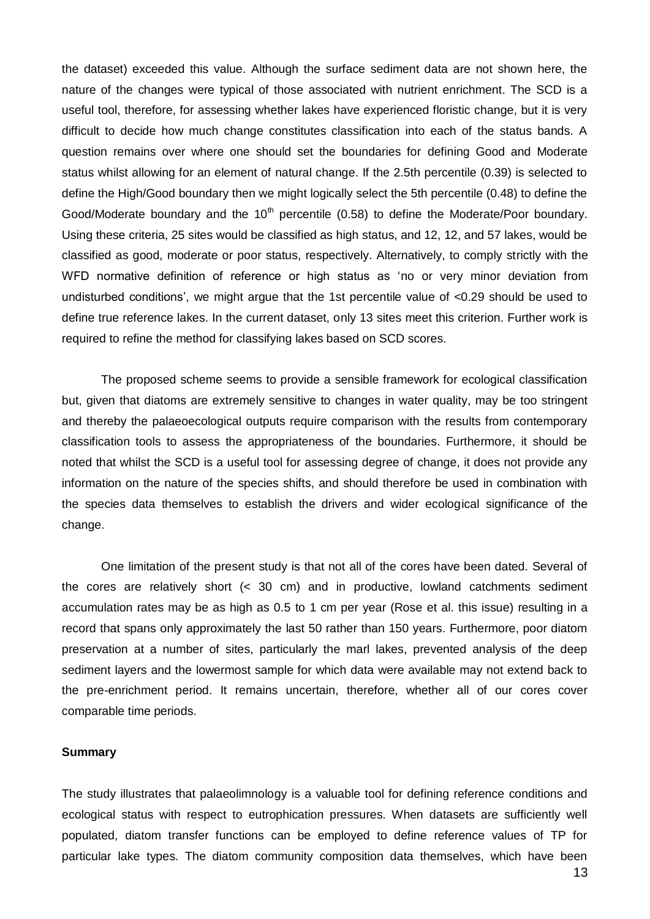the dataset) exceeded this value. Although the surface sediment data are not shown here, the nature of the changes were typical of those associated with nutrient enrichment. The SCD is a useful tool, therefore, for assessing whether lakes have experienced floristic change, but it is very difficult to decide how much change constitutes classification into each of the status bands. A question remains over where one should set the boundaries for defining Good and Moderate status whilst allowing for an element of natural change. If the 2.5th percentile (0.39) is selected to define the High/Good boundary then we might logically select the 5th percentile (0.48) to define the Good/Moderate boundary and the $10^{th}$ percentile (0.58) to define the Moderate/Poor boundary. Using these criteria, 25 sites would be classified as high status, and 12, 12, and 57 lakes, would be classified as good, moderate or poor status, respectively. Alternatively, to comply strictly with the WFD normative definition of reference or high status as 'no or very minor deviation from undisturbed conditions', we might argue that the 1st percentile value of <0.29 should be used to define true reference lakes. In the current dataset, only 13 sites meet this criterion. Further work is required to refine the method for classifying lakes based on SCD scores.

The proposed scheme seems to provide a sensible framework for ecological classification but, given that diatoms are extremely sensitive to changes in water quality, may be too stringent and thereby the palaeoecological outputs require comparison with the results from contemporary classification tools to assess the appropriateness of the boundaries. Furthermore, it should be noted that whilst the SCD is a useful tool for assessing degree of change, it does not provide any information on the nature of the species shifts, and should therefore be used in combination with the species data themselves to establish the drivers and wider ecological significance of the change.

One limitation of the present study is that not all of the cores have been dated. Several of the cores are relatively short (< 30 cm) and in productive, lowland catchments sediment accumulation rates may be as high as 0.5 to 1 cm per year (Rose et al. this issue) resulting in a record that spans only approximately the last 50 rather than 150 years. Furthermore, poor diatom preservation at a number of sites, particularly the marl lakes, prevented analysis of the deep sediment layers and the lowermost sample for which data were available may not extend back to the pre-enrichment period. It remains uncertain, therefore, whether all of our cores cover comparable time periods.

**Summary**

The study illustrates that palaeolimnology is a valuable tool for defining reference conditions and ecological status with respect to eutrophication pressures. When datasets are sufficiently well populated, diatom transfer functions can be employed to define reference values of TP for particular lake types. The diatom community composition data themselves, which have been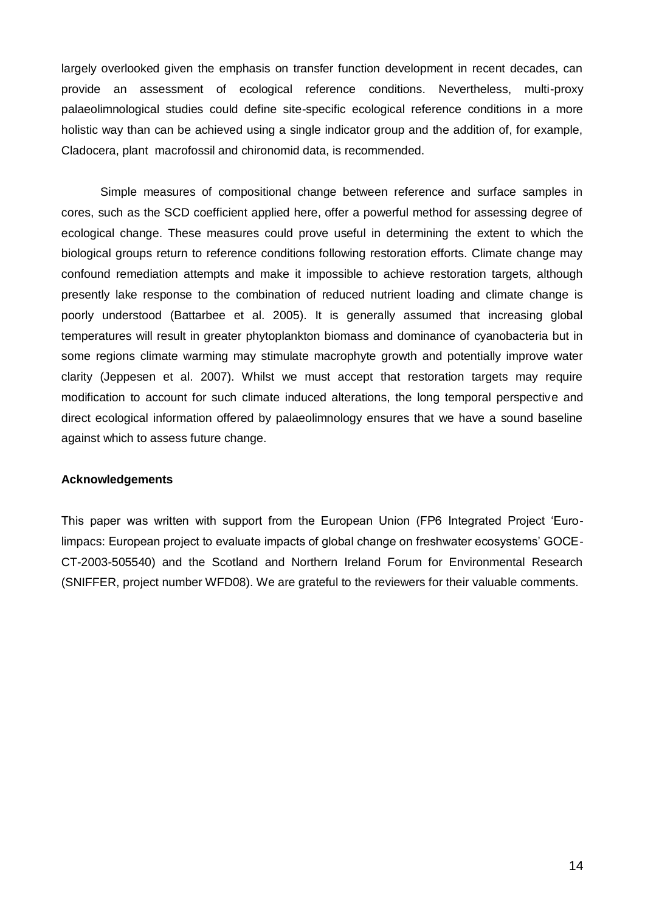largely overlooked given the emphasis on transfer function development in recent decades, can provide an assessment of ecological reference conditions. Nevertheless, multi-proxy palaeolimnological studies could define site-specific ecological reference conditions in a more holistic way than can be achieved using a single indicator group and the addition of, for example, Cladocera, plant macrofossil and chironomid data, is recommended.

Simple measures of compositional change between reference and surface samples in cores, such as the SCD coefficient applied here, offer a powerful method for assessing degree of ecological change. These measures could prove useful in determining the extent to which the biological groups return to reference conditions following restoration efforts. Climate change may confound remediation attempts and make it impossible to achieve restoration targets, although presently lake response to the combination of reduced nutrient loading and climate change is poorly understood (Battarbee et al. 2005). It is generally assumed that increasing global temperatures will result in greater phytoplankton biomass and dominance of cyanobacteria but in some regions climate warming may stimulate macrophyte growth and potentially improve water clarity (Jeppesen et al. 2007). Whilst we must accept that restoration targets may require modification to account for such climate induced alterations, the long temporal perspective and direct ecological information offered by palaeolimnology ensures that we have a sound baseline against which to assess future change.

**Acknowledgements**

This paper was written with support from the European Union (FP6 Integrated Project 'Euro-limpacs: European project to evaluate impacts of global change on freshwater ecosystems' GOCE-CT-2003-505540) and the Scotland and Northern Ireland Forum for Environmental Research (SNIFFER, project number WFD08). We are grateful to the reviewers for their valuable comments.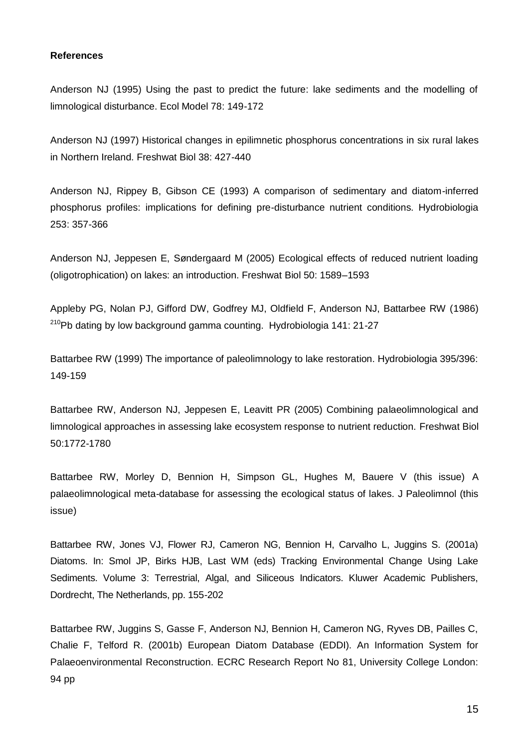**References**

Anderson NJ (1995) Using the past to predict the future: lake sediments and the modelling of limnological disturbance. Ecol Model 78: 149-172

Anderson NJ (1997) Historical changes in epilimnetic phosphorus concentrations in six rural lakes in Northern Ireland. Freshwat Biol 38: 427-440

Anderson NJ, Rippey B, Gibson CE (1993) A comparison of sedimentary and diatom-inferred phosphorus profiles: implications for defining pre-disturbance nutrient conditions. Hydrobiologia 253: 357-366

Anderson NJ, Jeppesen E, Søndergaard M (2005) Ecological effects of reduced nutrient loading (oligotrophication) on lakes: an introduction. Freshwat Biol 50: 1589–1593

Appleby PG, Nolan PJ, Gifford DW, Godfrey MJ, Oldfield F, Anderson NJ, Battarbee RW (1986) $^{210}$Pb dating by low background gamma counting. Hydrobiologia 141: 21-27

Battarbee RW (1999) The importance of paleolimnology to lake restoration. Hydrobiologia 395/396: 149-159

Battarbee RW, Anderson NJ, Jeppesen E, Leavitt PR (2005) Combining palaeolimnological and limnological approaches in assessing lake ecosystem response to nutrient reduction. Freshwat Biol 50:1772-1780

Battarbee RW, Morley D, Bennion H, Simpson GL, Hughes M, Bauere V (this issue) A palaeolimnological meta-database for assessing the ecological status of lakes. J Paleolimnol (this issue)

Battarbee RW, Jones VJ, Flower RJ, Cameron NG, Bennion H, Carvalho L, Juggins S. (2001a) Diatoms. In: Smol JP, Birks HJB, Last WM (eds) Tracking Environmental Change Using Lake Sediments. Volume 3: Terrestrial, Algal, and Siliceous Indicators. Kluwer Academic Publishers, Dordrecht, The Netherlands, pp. 155-202

Battarbee RW, Juggins S, Gasse F, Anderson NJ, Bennion H, Cameron NG, Ryves DB, Pailles C, Chalie F, Telford R. (2001b) European Diatom Database (EDDI). An Information System for Palaeoenvironmental Reconstruction. ECRC Research Report No 81, University College London: 94 pp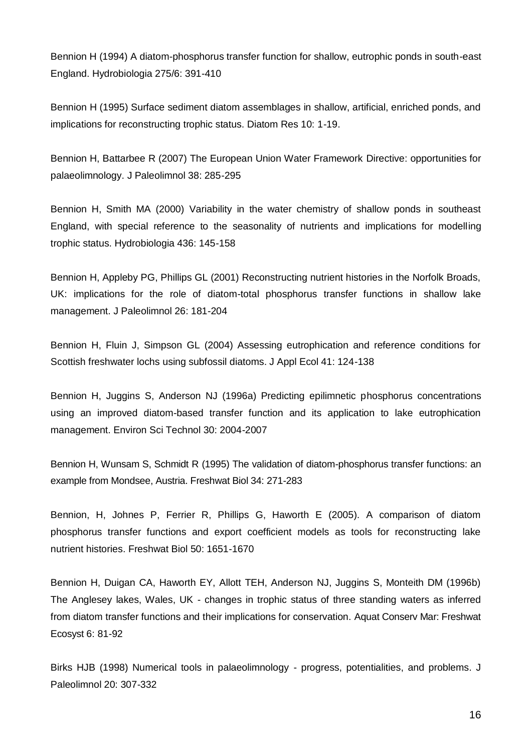Bennion H (1994) A diatom-phosphorus transfer function for shallow, eutrophic ponds in south-east England. Hydrobiologia 275/6: 391-410

Bennion H (1995) Surface sediment diatom assemblages in shallow, artificial, enriched ponds, and implications for reconstructing trophic status. Diatom Res 10: 1-19.

Bennion H, Battarbee R (2007) The European Union Water Framework Directive: opportunities for palaeolimnology. J Paleolimnol 38: 285-295

Bennion H, Smith MA (2000) Variability in the water chemistry of shallow ponds in southeast England, with special reference to the seasonality of nutrients and implications for modelling trophic status. Hydrobiologia 436: 145-158

Bennion H, Appleby PG, Phillips GL (2001) Reconstructing nutrient histories in the Norfolk Broads, UK: implications for the role of diatom-total phosphorus transfer functions in shallow lake management. J Paleolimnol 26: 181-204

Bennion H, Fluin J, Simpson GL (2004) Assessing eutrophication and reference conditions for Scottish freshwater lochs using subfossil diatoms. J Appl Ecol 41: 124-138

Bennion H, Juggins S, Anderson NJ (1996a) Predicting epilimnetic phosphorus concentrations using an improved diatom-based transfer function and its application to lake eutrophication management. Environ Sci Technol 30: 2004-2007

Bennion H, Wunsam S, Schmidt R (1995) The validation of diatom-phosphorus transfer functions: an example from Mondsee, Austria. Freshwat Biol 34: 271-283

Bennion, H, Johnes P, Ferrier R, Phillips G, Haworth E (2005). A comparison of diatom phosphorus transfer functions and export coefficient models as tools for reconstructing lake nutrient histories. Freshwat Biol 50: 1651-1670

Bennion H, Duigan CA, Haworth EY, Allott TEH, Anderson NJ, Juggins S, Monteith DM (1996b) The Anglesey lakes, Wales, UK - changes in trophic status of three standing waters as inferred from diatom transfer functions and their implications for conservation. Aquat Conserv Mar: Freshwat Ecosyst 6: 81-92

Birks HJB (1998) Numerical tools in palaeolimnology - progress, potentialities, and problems. J Paleolimnol 20: 307-332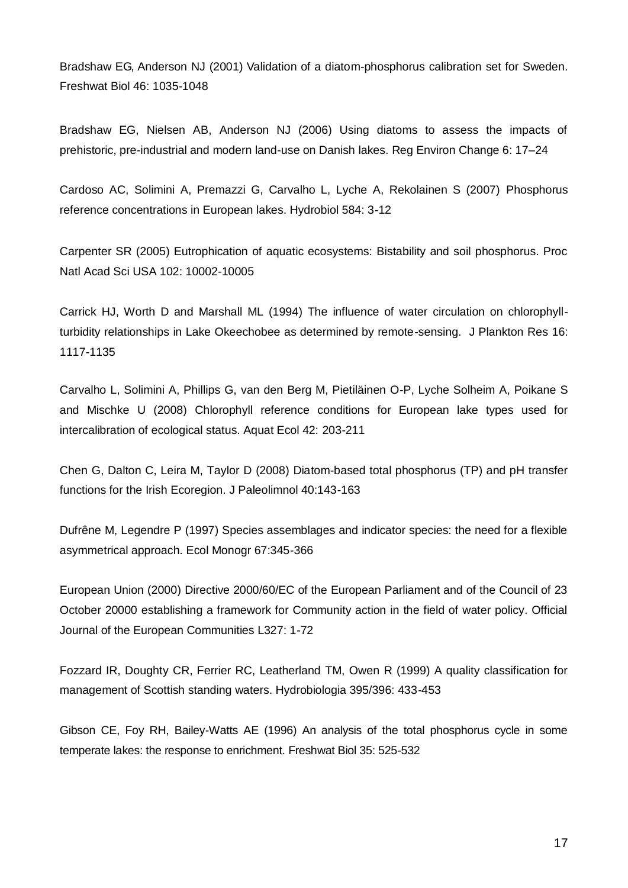Bradshaw EG, Anderson NJ (2001) Validation of a diatom-phosphorus calibration set for Sweden. Freshwat Biol 46: 1035-1048

Bradshaw EG, Nielsen AB, Anderson NJ (2006) Using diatoms to assess the impacts of prehistoric, pre-industrial and modern land-use on Danish lakes. Reg Environ Change 6: 17–24

Cardoso AC, Solimini A, Premazzi G, Carvalho L, Lyche A, Rekolainen S (2007) Phosphorus reference concentrations in European lakes. Hydrobiol 584: 3-12

Carpenter SR (2005) Eutrophication of aquatic ecosystems: Bistability and soil phosphorus. Proc Natl Acad Sci USA 102: 10002-10005

Carrick HJ, Worth D and Marshall ML (1994) The influence of water circulation on chlorophyll-turbidity relationships in Lake Okeechobee as determined by remote-sensing. J Plankton Res 16: 1117-1135

Carvalho L, Solimini A, Phillips G, van den Berg M, Pietiläinen O-P, Lyche Solheim A, Poikane S and Mischke U (2008) Chlorophyll reference conditions for European lake types used for intercalibration of ecological status. Aquat Ecol 42: 203-211

Chen G, Dalton C, Leira M, Taylor D (2008) Diatom-based total phosphorus (TP) and pH transfer functions for the Irish Ecoregion. J Paleolimnol 40:143-163

Dufrêne M, Legendre P (1997) Species assemblages and indicator species: the need for a flexible asymmetrical approach. Ecol Monogr 67:345-366

European Union (2000) Directive 2000/60/EC of the European Parliament and of the Council of 23 October 20000 establishing a framework for Community action in the field of water policy. Official Journal of the European Communities L327: 1-72

Fozzard IR, Doughty CR, Ferrier RC, Leatherland TM, Owen R (1999) A quality classification for management of Scottish standing waters. Hydrobiologia 395/396: 433-453

Gibson CE, Foy RH, Bailey-Watts AE (1996) An analysis of the total phosphorus cycle in some temperate lakes: the response to enrichment. Freshwat Biol 35: 525-532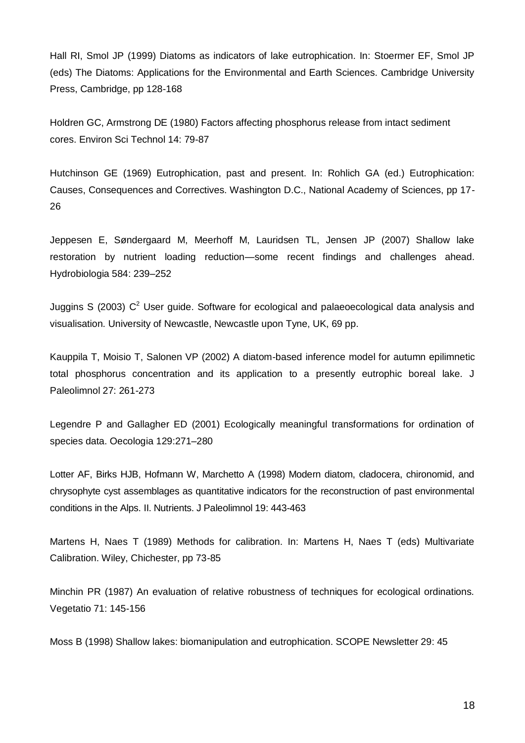Hall RI, Smol JP (1999) Diatoms as indicators of lake eutrophication. In: Stoermer EF, Smol JP (eds) The Diatoms: Applications for the Environmental and Earth Sciences. Cambridge University Press, Cambridge, pp 128-168

Holdren GC, Armstrong DE (1980) Factors affecting phosphorus release from intact sediment cores. Environ Sci Technol 14: 79-87

Hutchinson GE (1969) Eutrophication, past and present. In: Rohlich GA (ed.) Eutrophication: Causes, Consequences and Correctives. Washington D.C., National Academy of Sciences, pp 17-26

Jeppesen E, Søndergaard M, Meerhoff M, Lauridsen TL, Jensen JP (2007) Shallow lake restoration by nutrient loading reduction—some recent findings and challenges ahead. Hydrobiologia 584: 239–252

Juggins S (2003) $C^2$ User guide. Software for ecological and palaeoecological data analysis and visualisation. University of Newcastle, Newcastle upon Tyne, UK, 69 pp.

Kauppila T, Moisio T, Salonen VP (2002) A diatom-based inference model for autumn epilimnetic total phosphorus concentration and its application to a presently eutrophic boreal lake. J Paleolimnol 27: 261-273

Legendre P and Gallagher ED (2001) Ecologically meaningful transformations for ordination of species data. Oecologia 129:271–280

Lotter AF, Birks HJB, Hofmann W, Marchetto A (1998) Modern diatom, cladocera, chironomid, and chrysophyte cyst assemblages as quantitative indicators for the reconstruction of past environmental conditions in the Alps. II. Nutrients. J Paleolimnol 19: 443-463

Martens H, Naes T (1989) Methods for calibration. In: Martens H, Naes T (eds) Multivariate Calibration. Wiley, Chichester, pp 73-85

Minchin PR (1987) An evaluation of relative robustness of techniques for ecological ordinations. Vegetatio 71: 145-156

Moss B (1998) Shallow lakes: biomanipulation and eutrophication. SCOPE Newsletter 29: 45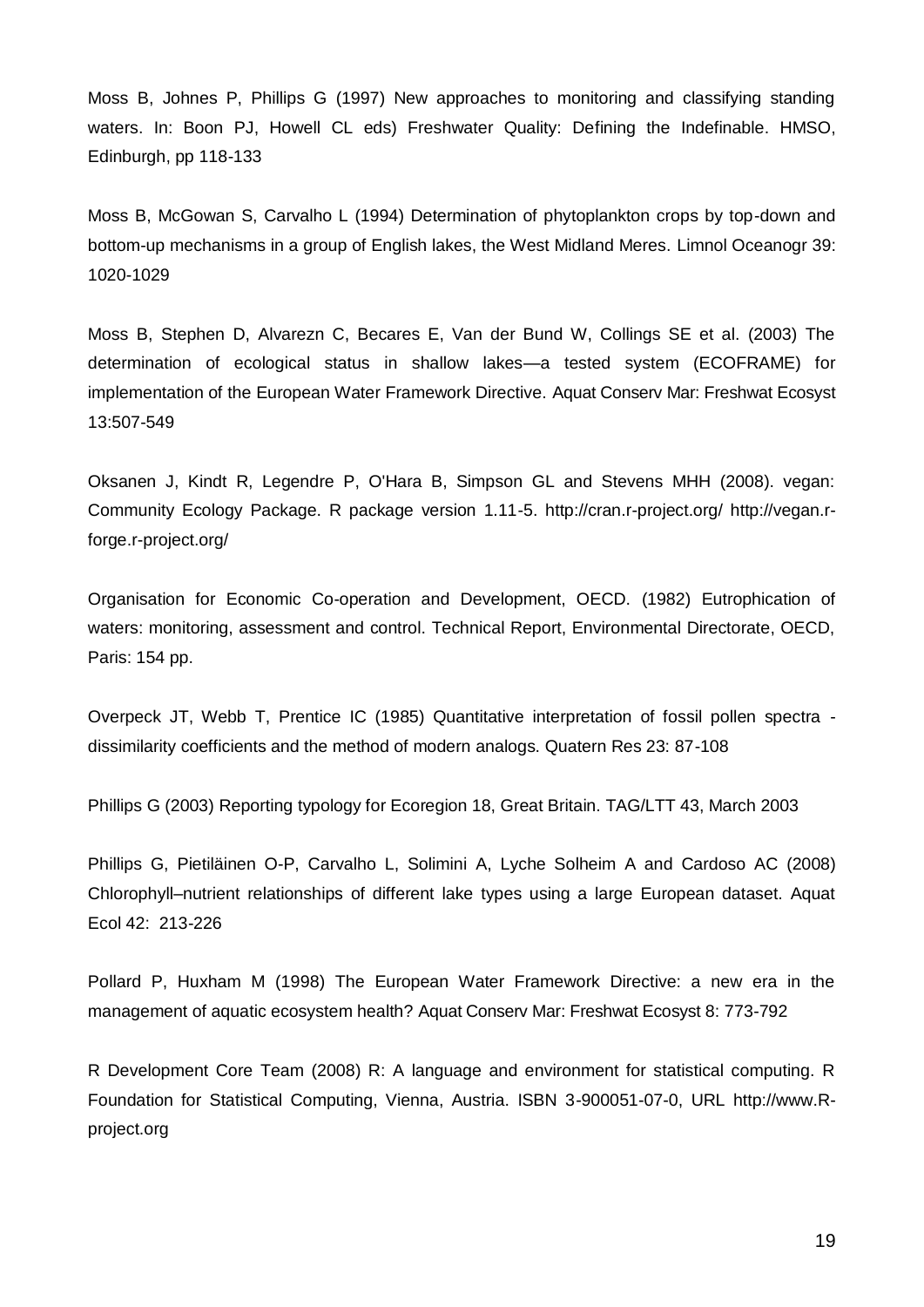Moss B, Johnes P, Phillips G (1997) New approaches to monitoring and classifying standing waters. In: Boon PJ, Howell CL eds) Freshwater Quality: Defining the Indefinable. HMSO, Edinburgh, pp 118-133

Moss B, McGowan S, Carvalho L (1994) Determination of phytoplankton crops by top-down and bottom-up mechanisms in a group of English lakes, the West Midland Meres. Limnol Oceanogr 39: 1020-1029

Moss B, Stephen D, Alvarezn C, Becares E, Van der Bund W, Collings SE et al. (2003) The determination of ecological status in shallow lakes—a tested system (ECOFRAME) for implementation of the European Water Framework Directive. Aquat Conserv Mar: Freshwat Ecosyst 13:507-549

Oksanen J, Kindt R, Legendre P, O'Hara B, Simpson GL and Stevens MHH (2008). vegan: Community Ecology Package. R package version 1.11-5. http://cran.r-project.org/ http://vegan.r-forge.r-project.org/

Organisation for Economic Co-operation and Development, OECD. (1982) Eutrophication of waters: monitoring, assessment and control. Technical Report, Environmental Directorate, OECD, Paris: 154 pp.

Overpeck JT, Webb T, Prentice IC (1985) Quantitative interpretation of fossil pollen spectra - dissimilarity coefficients and the method of modern analogs. Quatern Res 23: 87-108

Phillips G (2003) Reporting typology for Ecoregion 18, Great Britain. TAG/LTT 43, March 2003

Phillips G, Pietiläinen O-P, Carvalho L, Solimini A, Lyche Solheim A and Cardoso AC (2008) Chlorophyll–nutrient relationships of different lake types using a large European dataset. Aquat Ecol 42: 213-226

Pollard P, Huxham M (1998) The European Water Framework Directive: a new era in the management of aquatic ecosystem health? Aquat Conserv Mar: Freshwat Ecosyst 8: 773-792

R Development Core Team (2008) R: A language and environment for statistical computing. R Foundation for Statistical Computing, Vienna, Austria. ISBN 3-900051-07-0, URL http://www.R-project.org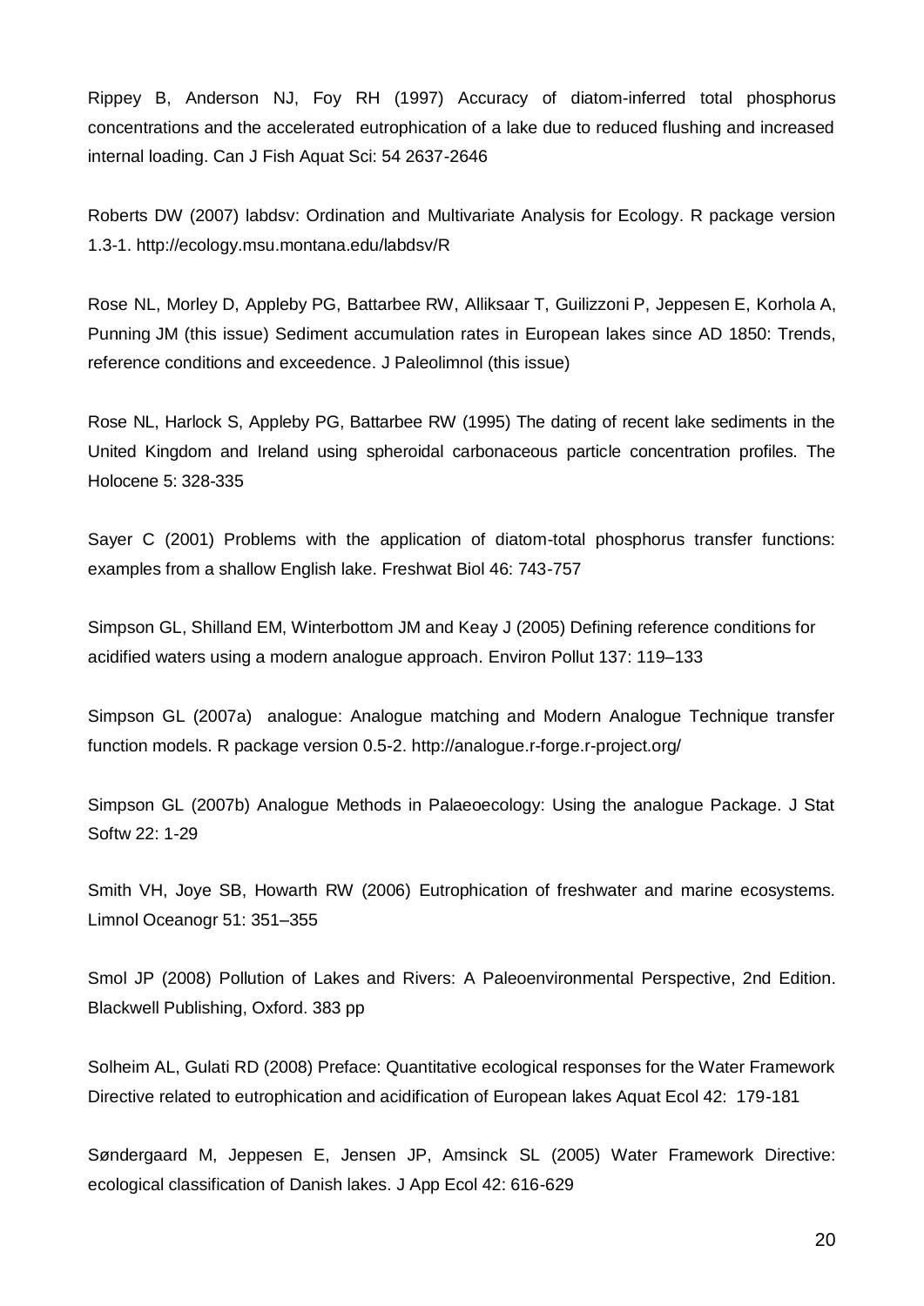Rippey B, Anderson NJ, Foy RH (1997) Accuracy of diatom-inferred total phosphorus concentrations and the accelerated eutrophication of a lake due to reduced flushing and increased internal loading. Can J Fish Aquat Sci: 54 2637-2646

Roberts DW (2007) labdsv: Ordination and Multivariate Analysis for Ecology. R package version 1.3-1. http://ecology.msu.montana.edu/labdsv/R

Rose NL, Morley D, Appleby PG, Battarbee RW, Alliksaar T, Guilizzoni P, Jeppesen E, Korhola A, Punning JM (this issue) Sediment accumulation rates in European lakes since AD 1850: Trends, reference conditions and exceedence. J Paleolimnol (this issue)

Rose NL, Harlock S, Appleby PG, Battarbee RW (1995) The dating of recent lake sediments in the United Kingdom and Ireland using spheroidal carbonaceous particle concentration profiles. The Holocene 5: 328-335

Sayer C (2001) Problems with the application of diatom-total phosphorus transfer functions: examples from a shallow English lake. Freshwat Biol 46: 743-757

Simpson GL, Shilland EM, Winterbottom JM and Keay J (2005) Defining reference conditions for acidified waters using a modern analogue approach. Environ Pollut 137: 119–133

Simpson GL (2007a) analogue: Analogue matching and Modern Analogue Technique transfer function models. R package version 0.5-2. http://analogue.r-forge.r-project.org/

Simpson GL (2007b) Analogue Methods in Palaeoecology: Using the analogue Package. J Stat Softw 22: 1-29

Smith VH, Joye SB, Howarth RW (2006) Eutrophication of freshwater and marine ecosystems. Limnol Oceanogr 51: 351–355

Smol JP (2008) Pollution of Lakes and Rivers: A Paleoenvironmental Perspective, 2nd Edition. Blackwell Publishing, Oxford. 383 pp

Solheim AL, Gulati RD (2008) Preface: Quantitative ecological responses for the Water Framework Directive related to eutrophication and acidification of European lakes Aquat Ecol 42: 179-181

Søndergaard M, Jeppesen E, Jensen JP, Amsinck SL (2005) Water Framework Directive: ecological classification of Danish lakes. J App Ecol 42: 616-629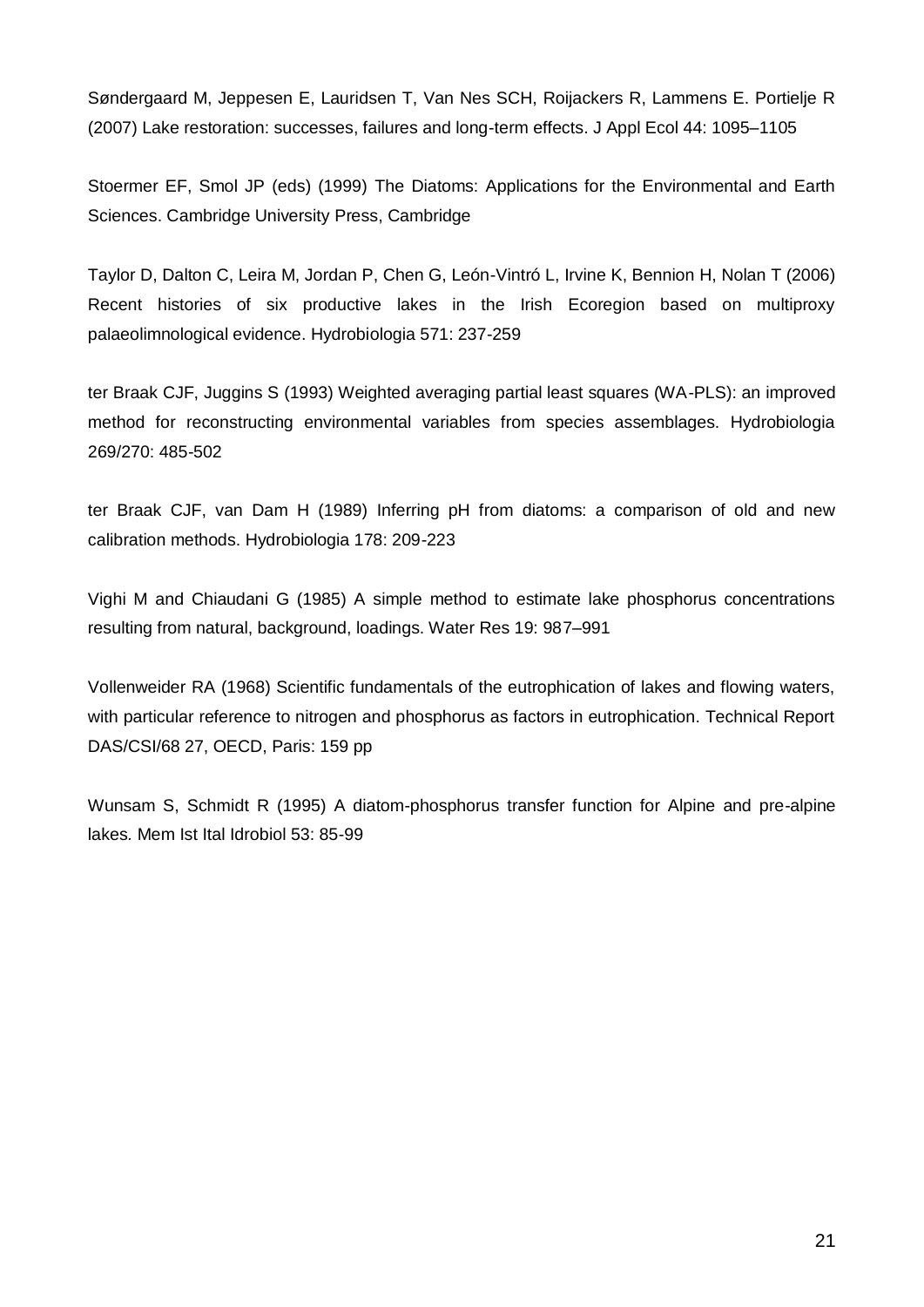Søndergaard M, Jeppesen E, Lauridsen T, Van Nes SCH, Roijackers R, Lammens E. Portielje R (2007) Lake restoration: successes, failures and long-term effects. J Appl Ecol 44: 1095–1105

Stoermer EF, Smol JP (eds) (1999) The Diatoms: Applications for the Environmental and Earth Sciences. Cambridge University Press, Cambridge

Taylor D, Dalton C, Leira M, Jordan P, Chen G, León-Vintró L, Irvine K, Bennion H, Nolan T (2006) Recent histories of six productive lakes in the Irish Ecoregion based on multiproxy palaeolimnological evidence. Hydrobiologia 571: 237-259

ter Braak CJF, Juggins S (1993) Weighted averaging partial least squares (WA-PLS): an improved method for reconstructing environmental variables from species assemblages. Hydrobiologia 269/270: 485-502

ter Braak CJF, van Dam H (1989) Inferring pH from diatoms: a comparison of old and new calibration methods. Hydrobiologia 178: 209-223

Vighi M and Chiaudani G (1985) A simple method to estimate lake phosphorus concentrations resulting from natural, background, loadings. Water Res 19: 987–991

Vollenweider RA (1968) Scientific fundamentals of the eutrophication of lakes and flowing waters, with particular reference to nitrogen and phosphorus as factors in eutrophication. Technical Report DAS/CSI/68 27, OECD, Paris: 159 pp

Wunsam S, Schmidt R (1995) A diatom-phosphorus transfer function for Alpine and pre-alpine lakes. Mem Ist Ital Idrobiol 53: 85-99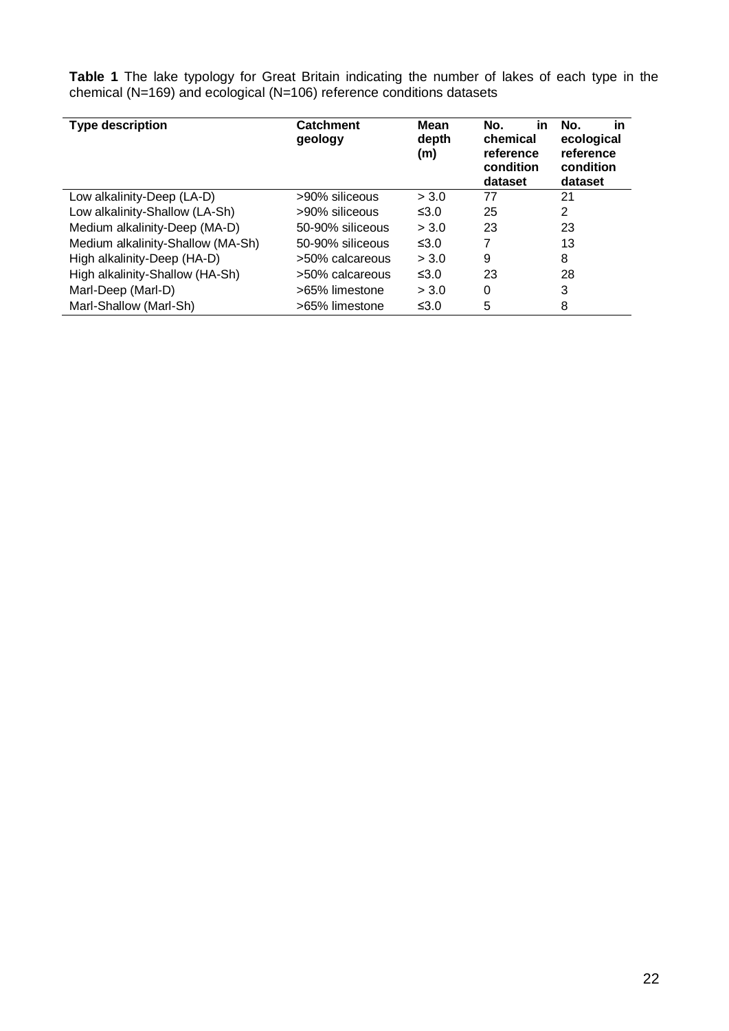**Table 1** The lake typology for Great Britain indicating the number of lakes of each type in the chemical (N=169) and ecological (N=106) reference conditions datasets

| Type description | Catchment geology | Mean depth (m) | No. in chemical reference condition dataset | No. in ecological reference condition dataset |
|---|---|---|---|---|
| Low alkalinity-Deep (LA-D) | >90% siliceous | > 3.0 | 77 | 21 |
| Low alkalinity-Shallow (LA-Sh) | >90% siliceous | ≤3.0 | 25 | 2 |
| Medium alkalinity-Deep (MA-D) | 50-90% siliceous | > 3.0 | 23 | 23 |
| Medium alkalinity-Shallow (MA-Sh) | 50-90% siliceous | ≤3.0 | 7 | 13 |
| High alkalinity-Deep (HA-D) | >50% calcareous | > 3.0 | 9 | 8 |
| High alkalinity-Shallow (HA-Sh) | >50% calcareous | ≤3.0 | 23 | 28 |
| Marl-Deep (Marl-D) | >65% limestone | > 3.0 | 0 | 3 |
| Marl-Shallow (Marl-Sh) | >65% limestone | ≤3.0 | 5 | 8 |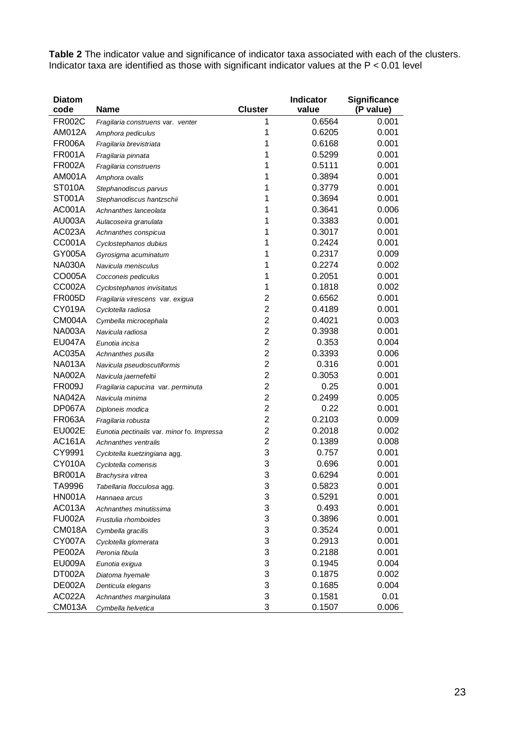**Table 2** The indicator value and significance of indicator taxa associated with each of the clusters. Indicator taxa are identified as those with significant indicator values at the P < 0.01 level

| Diatom code | Name | Cluster | Indicator value | Significance (P value) |
|---|---|---|---|---|
| FR002C | *Fragilaria construens* var. *venter* | 1 | 0.6564 | 0.001 |
| AM012A | *Amphora pediculus* | 1 | 0.6205 | 0.001 |
| FR006A | *Fragilaria brevistriata* | 1 | 0.6168 | 0.001 |
| FR001A | *Fragilaria pinnata* | 1 | 0.5299 | 0.001 |
| FR002A | *Fragilaria construens* | 1 | 0.5111 | 0.001 |
| AM001A | *Amphora ovalis* | 1 | 0.3894 | 0.001 |
| ST010A | *Stephanodiscus parvus* | 1 | 0.3779 | 0.001 |
| ST001A | *Stephanodiscus hantzschii* | 1 | 0.3694 | 0.001 |
| AC001A | *Achnanthes lanceolata* | 1 | 0.3641 | 0.006 |
| AU003A | *Aulacoseira granulata* | 1 | 0.3383 | 0.001 |
| AC023A | *Achnanthes conspicua* | 1 | 0.3017 | 0.001 |
| CC001A | *Cyclostephanos dubius* | 1 | 0.2424 | 0.001 |
| GY005A | *Gyrosigma acuminatum* | 1 | 0.2317 | 0.009 |
| NA030A | *Navicula menisculus* | 1 | 0.2274 | 0.002 |
| CO005A | *Cocconeis pediculus* | 1 | 0.2051 | 0.001 |
| CC002A | *Cyclostephanos invisitatus* | 1 | 0.1818 | 0.002 |
| FR005D | *Fragilaria virescens* var. *exigua* | 2 | 0.6562 | 0.001 |
| CY019A | *Cyclotella radiosa* | 2 | 0.4189 | 0.001 |
| CM004A | *Cymbella microcephala* | 2 | 0.4021 | 0.003 |
| NA003A | *Navicula radiosa* | 2 | 0.3938 | 0.001 |
| EU047A | *Eunotia incisa* | 2 | 0.353 | 0.004 |
| AC035A | *Achnanthes pusilla* | 2 | 0.3393 | 0.006 |
| NA013A | *Navicula pseudoscutiformis* | 2 | 0.316 | 0.001 |
| NA002A | *Navicula jaernefeltii* | 2 | 0.3053 | 0.001 |
| FR009J | *Fragilaria capucina* var. *perminuta* | 2 | 0.25 | 0.001 |
| NA042A | *Navicula minima* | 2 | 0.2499 | 0.005 |
| DP067A | *Diploneis modica* | 2 | 0.22 | 0.001 |
| FR063A | *Fragilaria robusta* | 2 | 0.2103 | 0.009 |
| EU002E | *Eunotia pectinalis* var. *minor* fo. *Impressa* | 2 | 0.2018 | 0.002 |
| AC161A | *Achnanthes ventralis* | 2 | 0.1389 | 0.008 |
| CY9991 | *Cyclotella kuetzingiana* agg. | 3 | 0.757 | 0.001 |
| CY010A | *Cyclotella comensis* | 3 | 0.696 | 0.001 |
| BR001A | *Brachysira vitrea* | 3 | 0.6294 | 0.001 |
| TA9996 | *Tabellaria flocculosa* agg. | 3 | 0.5823 | 0.001 |
| HN001A | *Hannaea arcus* | 3 | 0.5291 | 0.001 |
| AC013A | *Achnanthes minutissima* | 3 | 0.493 | 0.001 |
| FU002A | *Frustulia rhomboides* | 3 | 0.3896 | 0.001 |
| CM018A | *Cymbella gracilis* | 3 | 0.3524 | 0.001 |
| CY007A | *Cyclotella glomerata* | 3 | 0.2913 | 0.001 |
| PE002A | *Peronia fibula* | 3 | 0.2188 | 0.001 |
| EU009A | *Eunotia exigua* | 3 | 0.1945 | 0.004 |
| DT002A | *Diatoma hyemale* | 3 | 0.1875 | 0.002 |
| DE002A | *Denticula elegans* | 3 | 0.1685 | 0.004 |
| AC022A | *Achnanthes marginulata* | 3 | 0.1581 | 0.01 |
| CM013A | *Cymbella helvetica* | 3 | 0.1507 | 0.006 |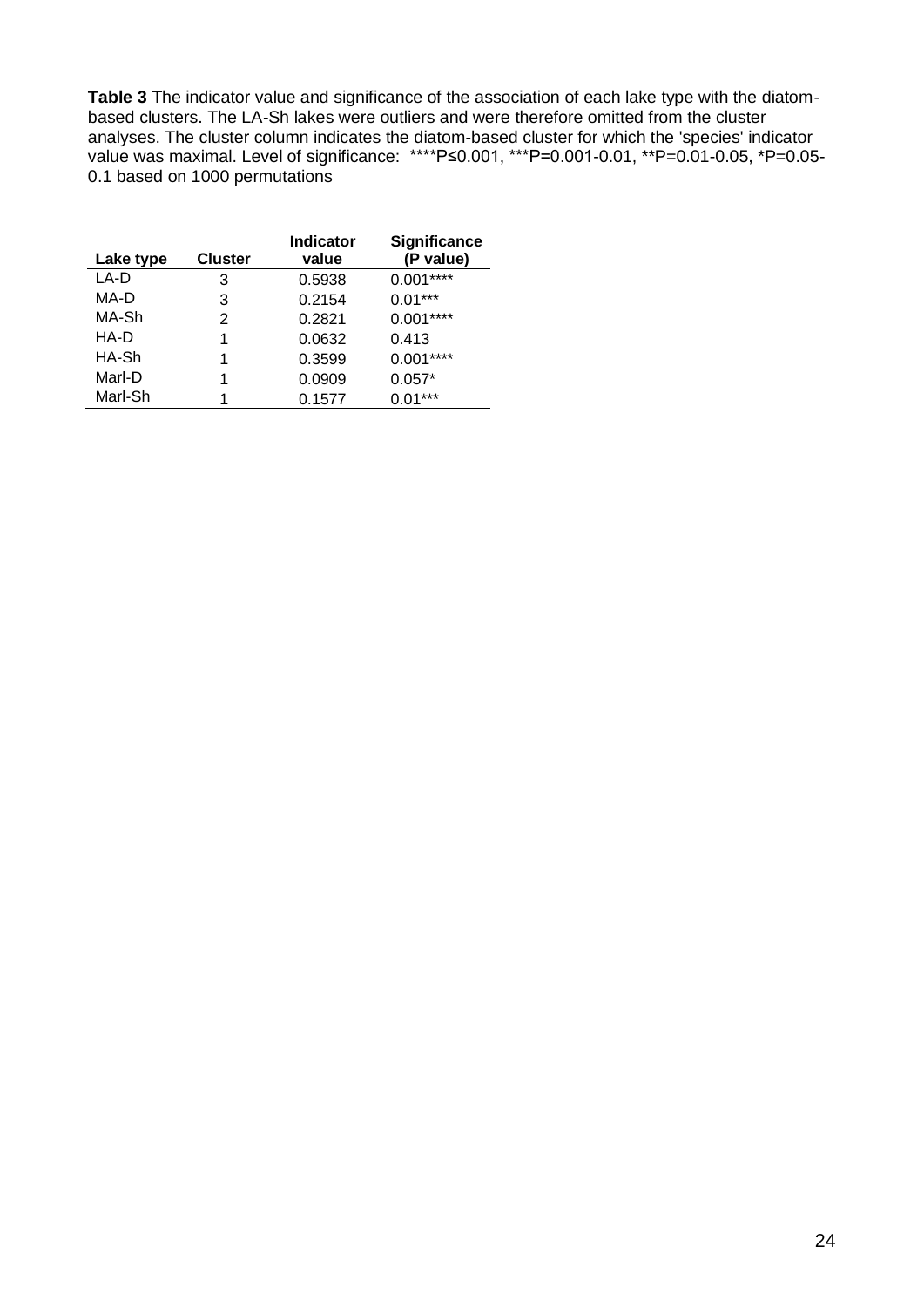**Table 3** The indicator value and significance of the association of each lake type with the diatom-based clusters. The LA-Sh lakes were outliers and were therefore omitted from the cluster analyses. The cluster column indicates the diatom-based cluster for which the 'species' indicator value was maximal. Level of significance: ****P≤0.001, ***P=0.001-0.01, **P=0.01-0.05, *P=0.05-0.1 based on 1000 permutations

| Lake type | Cluster | Indicator value | Significance (P value) |
| --- | --- | --- | --- |
| LA-D | 3 | 0.5938 | 0.001**** |
| MA-D | 3 | 0.2154 | 0.01*** |
| MA-Sh | 2 | 0.2821 | 0.001**** |
| HA-D | 1 | 0.0632 | 0.413 |
| HA-Sh | 1 | 0.3599 | 0.001**** |
| Marl-D | 1 | 0.0909 | 0.057* |
| Marl-Sh | 1 | 0.1577 | 0.01*** |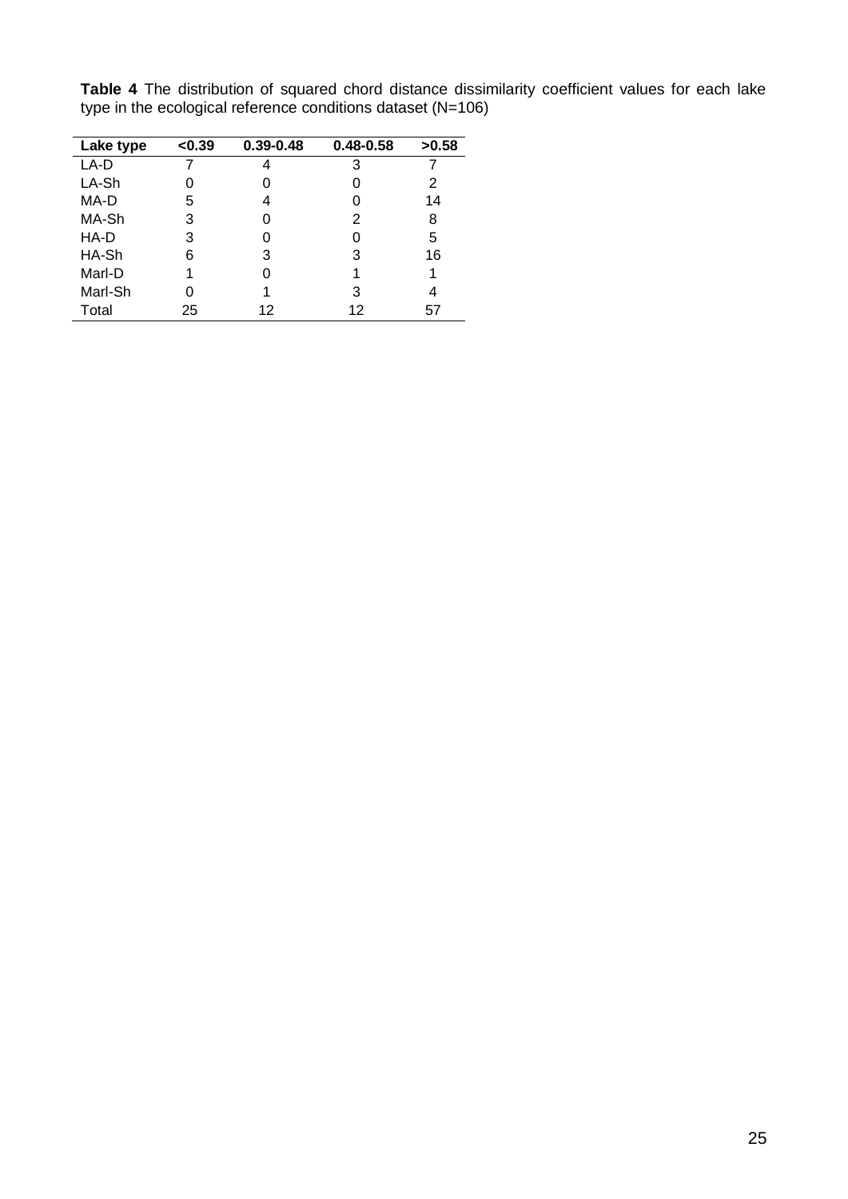**Table 4** The distribution of squared chord distance dissimilarity coefficient values for each lake type in the ecological reference conditions dataset (N=106)

| Lake type | <0.39 | 0.39-0.48 | 0.48-0.58 | >0.58 |
|---|---|---|---|---|
| LA-D | 7 | 4 | 3 | 7 |
| LA-Sh | 0 | 0 | 0 | 2 |
| MA-D | 5 | 4 | 0 | 14 |
| MA-Sh | 3 | 0 | 2 | 8 |
| HA-D | 3 | 0 | 0 | 5 |
| HA-Sh | 6 | 3 | 3 | 16 |
| Marl-D | 1 | 0 | 1 | 1 |
| Marl-Sh | 0 | 1 | 3 | 4 |
| Total | 25 | 12 | 12 | 57 |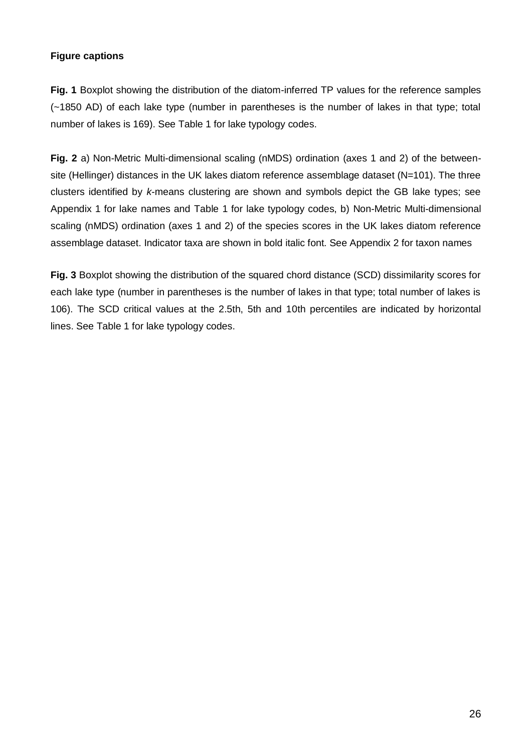**Figure captions**

**Fig. 1** Boxplot showing the distribution of the diatom-inferred TP values for the reference samples (~1850 AD) of each lake type (number in parentheses is the number of lakes in that type; total number of lakes is 169). See Table 1 for lake typology codes.

**Fig. 2** a) Non-Metric Multi-dimensional scaling (nMDS) ordination (axes 1 and 2) of the between-site (Hellinger) distances in the UK lakes diatom reference assemblage dataset (N=101). The three clusters identified by *k*-means clustering are shown and symbols depict the GB lake types; see Appendix 1 for lake names and Table 1 for lake typology codes, b) Non-Metric Multi-dimensional scaling (nMDS) ordination (axes 1 and 2) of the species scores in the UK lakes diatom reference assemblage dataset. Indicator taxa are shown in bold italic font. See Appendix 2 for taxon names

**Fig. 3** Boxplot showing the distribution of the squared chord distance (SCD) dissimilarity scores for each lake type (number in parentheses is the number of lakes in that type; total number of lakes is 106). The SCD critical values at the 2.5th, 5th and 10th percentiles are indicated by horizontal lines. See Table 1 for lake typology codes.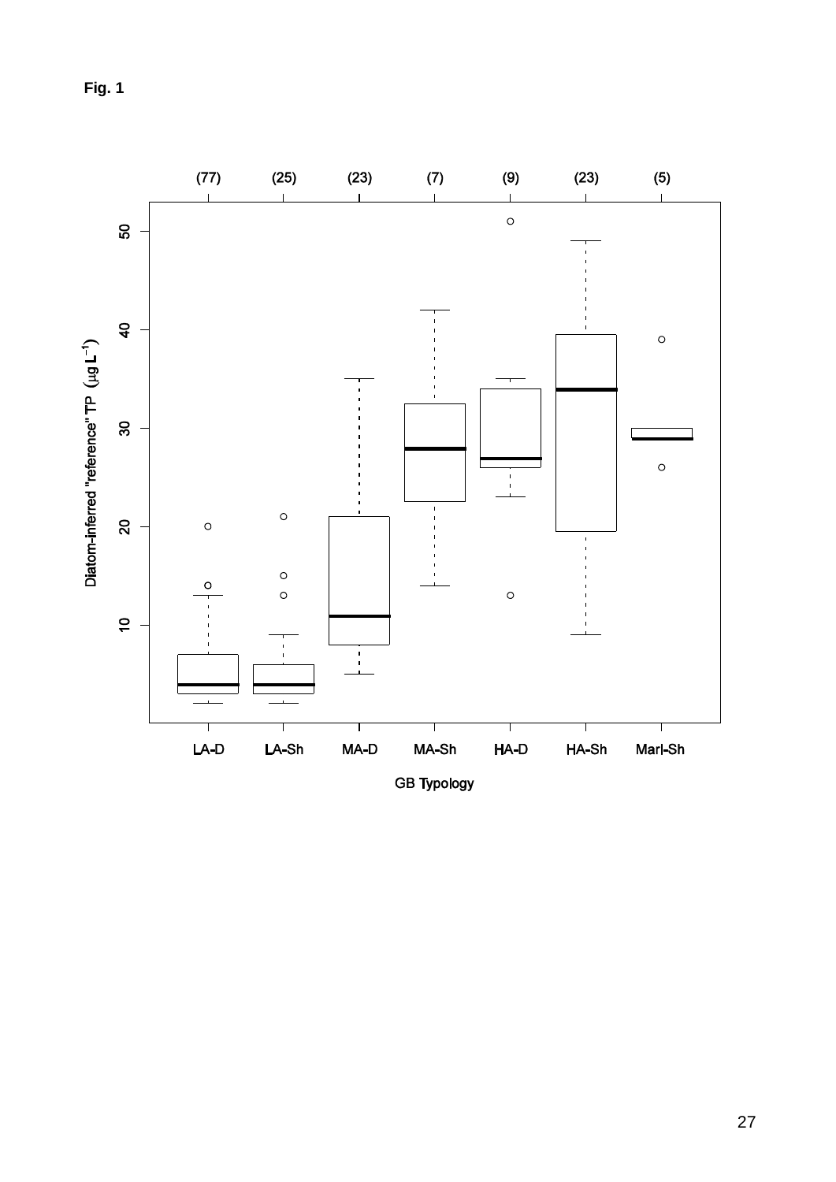**Fig. 1**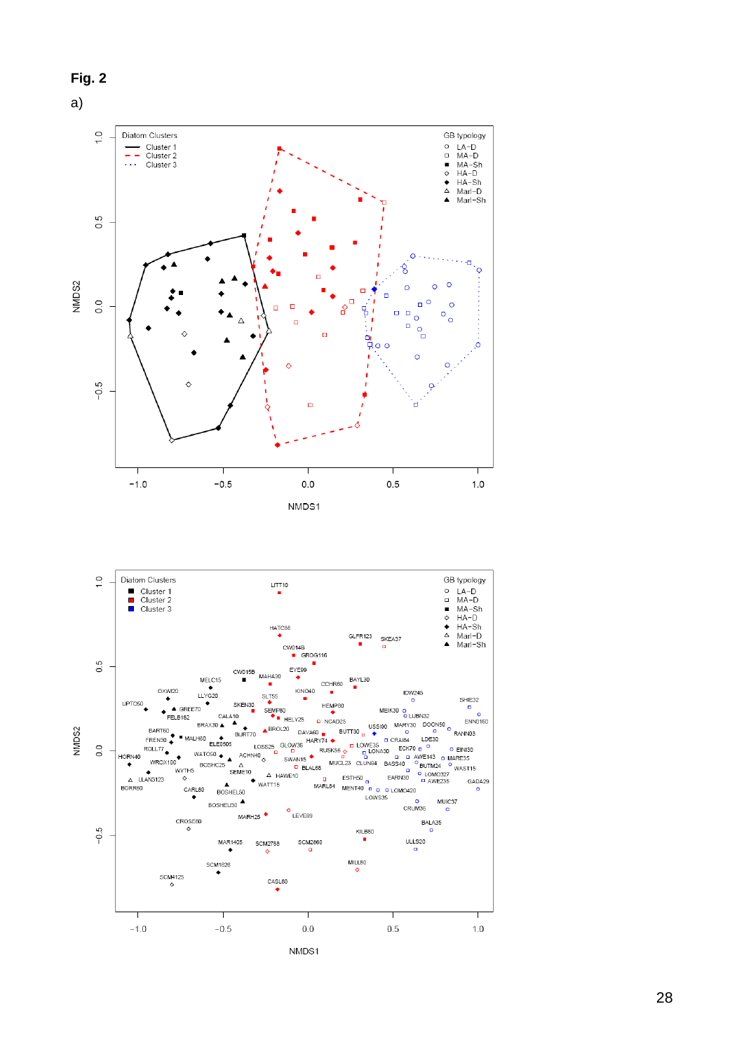**Fig. 2**

a)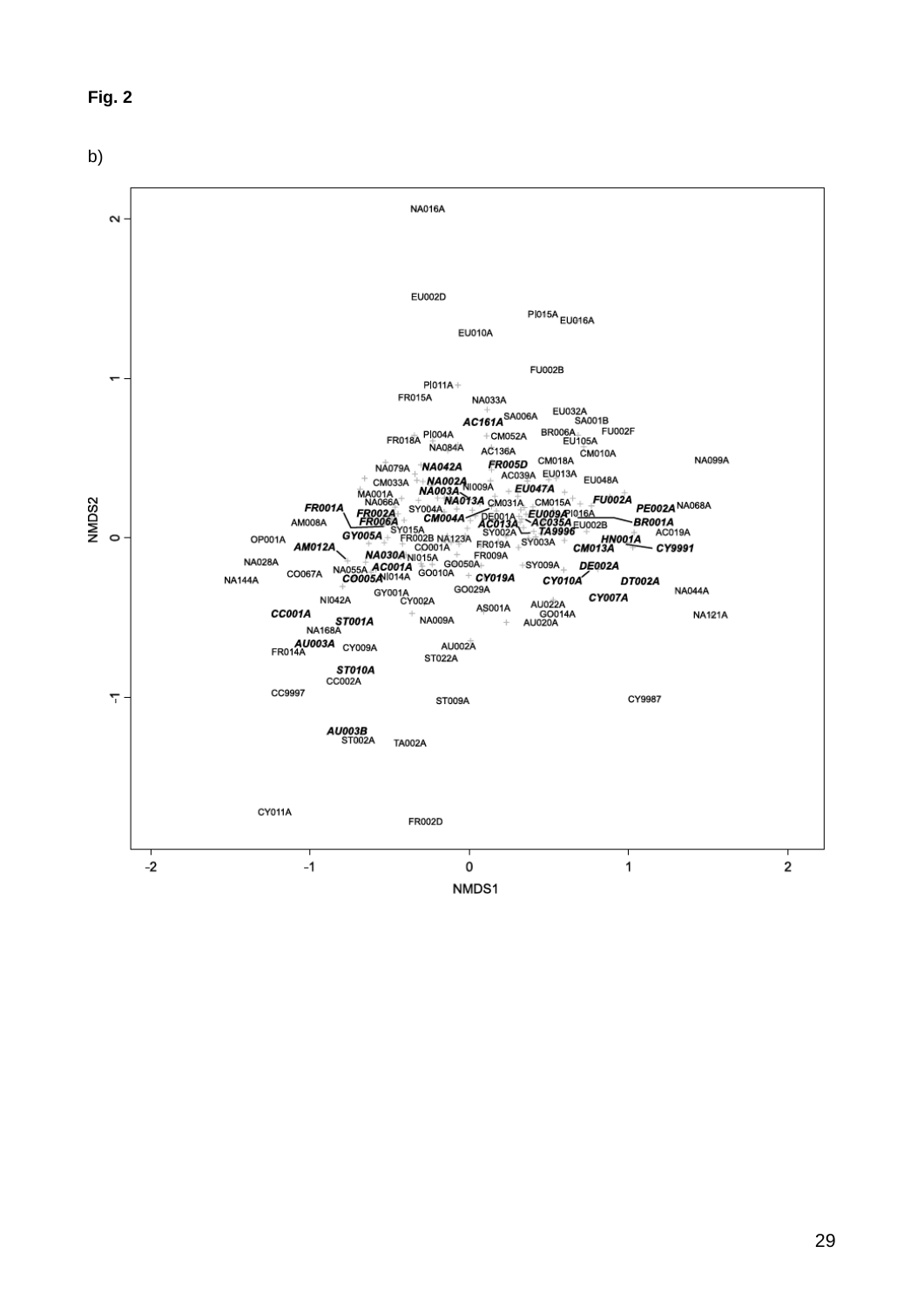**Fig. 2**

b)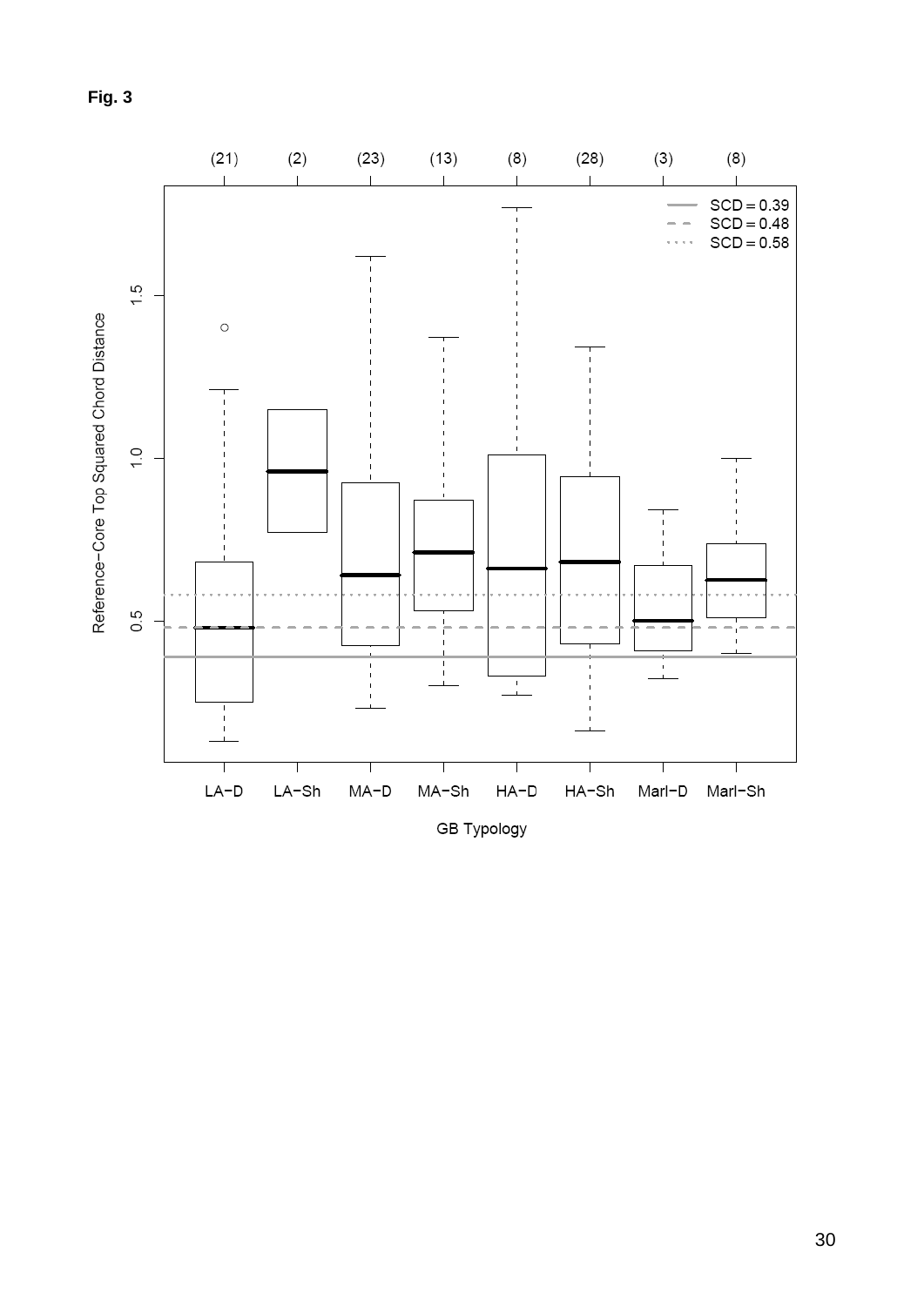**Fig. 3**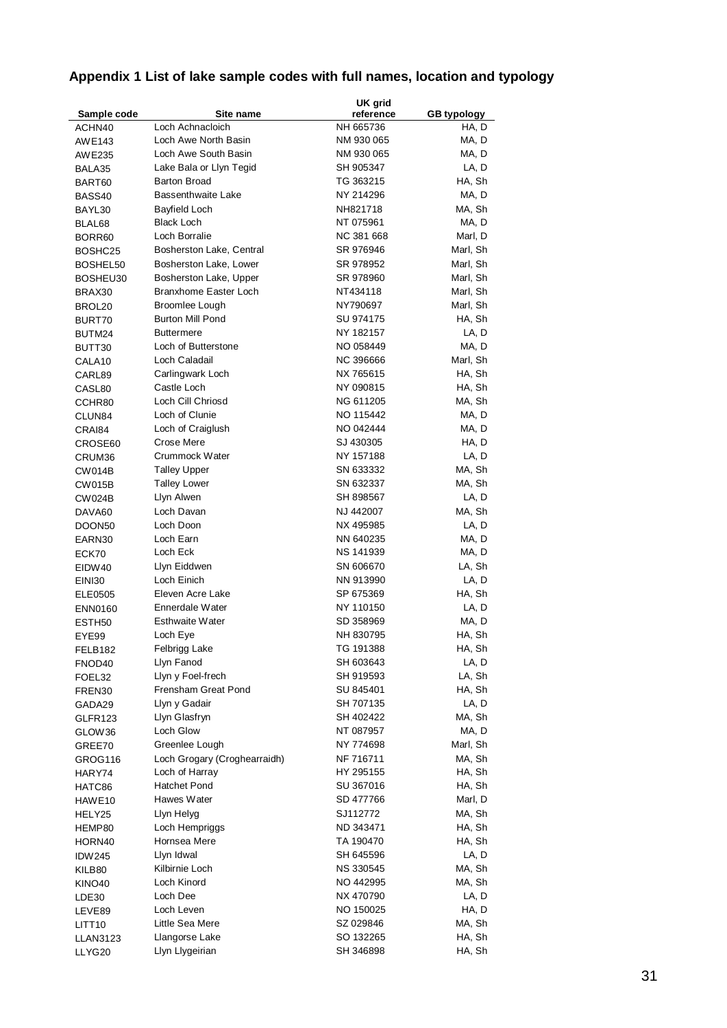## Appendix 1 List of lake sample codes with full names, location and typology

| Sample code | Site name | UK grid reference | GB typology |
|---|---|---|---|
| ACHN40 | Loch Achnacloich | NH 665736 | HA, D |
| AWE143 | Loch Awe North Basin | NM 930 065 | MA, D |
| AWE235 | Loch Awe South Basin | NM 930 065 | MA, D |
| BALA35 | Lake Bala or Llyn Tegid | SH 905347 | LA, D |
| BART60 | Barton Broad | TG 363215 | HA, Sh |
| BASS40 | Bassenthwaite Lake | NY 214296 | MA, D |
| BAYL30 | Bayfield Loch | NH821718 | MA, Sh |
| BLAL68 | Black Loch | NT 075961 | MA, D |
| BORR60 | Loch Borralie | NC 381 668 | Marl, D |
| BOSHC25 | Bosherston Lake, Central | SR 976946 | Marl, Sh |
| BOSHEL50 | Bosherston Lake, Lower | SR 978952 | Marl, Sh |
| BOSHEU30 | Bosherston Lake, Upper | SR 978960 | Marl, Sh |
| BRAX30 | Branxhome Easter Loch | NT434118 | Marl, Sh |
| BROL20 | Broomlee Lough | NY790697 | Marl, Sh |
| BURT70 | Burton Mill Pond | SU 974175 | HA, Sh |
| BUTM24 | Buttermere | NY 182157 | LA, D |
| BUTT30 | Loch of Butterstone | NO 058449 | MA, D |
| CALA10 | Loch Caladail | NC 396666 | Marl, Sh |
| CARL89 | Carlingwark Loch | NX 765615 | HA, Sh |
| CASL80 | Castle Loch | NY 090815 | HA, Sh |
| CCHR80 | Loch Cill Chriosd | NG 611205 | MA, Sh |
| CLUN84 | Loch of Clunie | NO 115442 | MA, D |
| CRAI84 | Loch of Craiglush | NO 042444 | MA, D |
| CROSE60 | Crose Mere | SJ 430305 | HA, D |
| CRUM36 | Crummock Water | NY 157188 | LA, D |
| CW014B | Talley Upper | SN 633332 | MA, Sh |
| CW015B | Talley Lower | SN 632337 | MA, Sh |
| CW024B | Llyn Alwen | SH 898567 | LA, D |
| DAVA60 | Loch Davan | NJ 442007 | MA, Sh |
| DOON50 | Loch Doon | NX 495985 | LA, D |
| EARN30 | Loch Earn | NN 640235 | MA, D |
| ECK70 | Loch Eck | NS 141939 | MA, D |
| EIDW40 | Llyn Eiddwen | SN 606670 | LA, Sh |
| EINI30 | Loch Einich | NN 913990 | LA, D |
| ELE0505 | Eleven Acre Lake | SP 675369 | HA, Sh |
| ENN0160 | Ennerdale Water | NY 110150 | LA, D |
| ESTH50 | Esthwaite Water | SD 358969 | MA, D |
| EYE99 | Loch Eye | NH 830795 | HA, Sh |
| FELB182 | Felbrigg Lake | TG 191388 | HA, Sh |
| FNOD40 | Llyn Fanod | SH 603643 | LA, D |
| FOEL32 | Llyn y Foel-frech | SH 919593 | LA, Sh |
| FREN30 | Frensham Great Pond | SU 845401 | HA, Sh |
| GADA29 | Llyn y Gadair | SH 707135 | LA, D |
| GLFR123 | Llyn Glasfryn | SH 402422 | MA, Sh |
| GLOW36 | Loch Glow | NT 087957 | MA, D |
| GREE70 | Greenlee Lough | NY 774698 | Marl, Sh |
| GROG116 | Loch Grogary (Croghearraidh) | NF 716711 | MA, Sh |
| HARY74 | Loch of Harray | HY 295155 | HA, Sh |
| HATC86 | Hatchet Pond | SU 367016 | HA, Sh |
| HAWE10 | Hawes Water | SD 477766 | Marl, D |
| HELY25 | Llyn Helyg | SJ112772 | MA, Sh |
| HEMP80 | Loch Hempriggs | ND 343471 | HA, Sh |
| HORN40 | Hornsea Mere | TA 190470 | HA, Sh |
| IDW245 | Llyn Idwal | SH 645596 | LA, D |
| KILB80 | Kilbirnie Loch | NS 330545 | MA, Sh |
| KINO40 | Loch Kinord | NO 442995 | MA, Sh |
| LDE30 | Loch Dee | NX 470790 | LA, D |
| LEVE89 | Loch Leven | NO 150025 | HA, D |
| LITT10 | Little Sea Mere | SZ 029846 | MA, Sh |
| LLAN3123 | Llangorse Lake | SO 132265 | HA, Sh |
| LLYG20 | Llyn Llygeirian | SH 346898 | HA, Sh |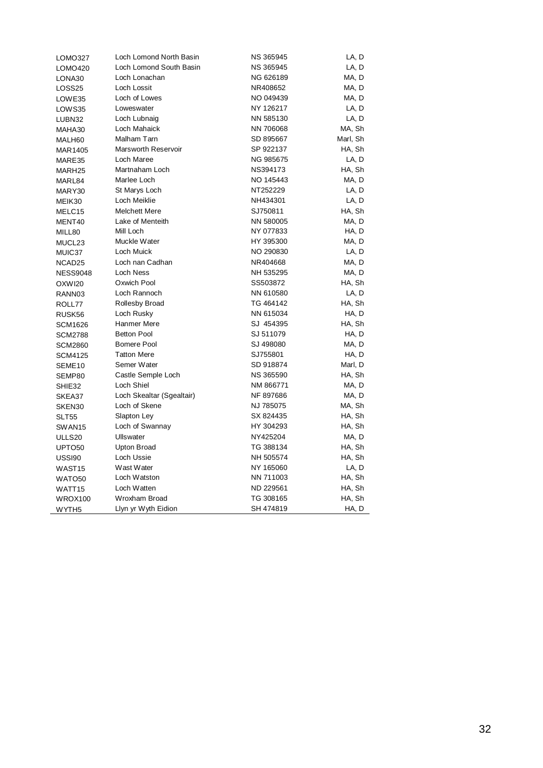| | | | |
|---|---|---|---|
| LOMO327 | Loch Lomond North Basin | NS 365945 | LA, D |
| LOMO420 | Loch Lomond South Basin | NS 365945 | LA, D |
| LONA30 | Loch Lonachan | NG 626189 | MA, D |
| LOSS25 | Loch Lossit | NR408652 | MA, D |
| LOWE35 | Loch of Lowes | NO 049439 | MA, D |
| LOWS35 | Loweswater | NY 126217 | LA, D |
| LUBN32 | Loch Lubnaig | NN 585130 | LA, D |
| MAHA30 | Loch Mahaick | NN 706068 | MA, Sh |
| MALH60 | Malham Tarn | SD 895667 | Marl, Sh |
| MAR1405 | Marsworth Reservoir | SP 922137 | HA, Sh |
| MARE35 | Loch Maree | NG 985675 | LA, D |
| MARH25 | Martnaham Loch | NS394173 | HA, Sh |
| MARL84 | Marlee Loch | NO 145443 | MA, D |
| MARY30 | St Marys Loch | NT252229 | LA, D |
| MEIK30 | Loch Meiklie | NH434301 | LA, D |
| MELC15 | Melchett Mere | SJ750811 | HA, Sh |
| MENT40 | Lake of Menteith | NN 580005 | MA, D |
| MILL80 | Mill Loch | NY 077833 | HA, D |
| MUCL23 | Muckle Water | HY 395300 | MA, D |
| MUIC37 | Loch Muick | NO 290830 | LA, D |
| NCAD25 | Loch nan Cadhan | NR404668 | MA, D |
| NESS9048 | Loch Ness | NH 535295 | MA, D |
| OXWI20 | Oxwich Pool | SS503872 | HA, Sh |
| RANN03 | Loch Rannoch | NN 610580 | LA, D |
| ROLL77 | Rollesby Broad | TG 464142 | HA, Sh |
| RUSK56 | Loch Rusky | NN 615034 | HA, D |
| SCM1626 | Hanmer Mere | SJ 454395 | HA, Sh |
| SCM2788 | Betton Pool | SJ 511079 | HA, D |
| SCM2860 | Bomere Pool | SJ 498080 | MA, D |
| SCM4125 | Tatton Mere | SJ755801 | HA, D |
| SEME10 | Semer Water | SD 918874 | Marl, D |
| SEMP80 | Castle Semple Loch | NS 365590 | HA, Sh |
| SHIE32 | Loch Shiel | NM 866771 | MA, D |
| SKEA37 | Loch Skealtar (Sgealtair) | NF 897686 | MA, D |
| SKEN30 | Loch of Skene | NJ 785075 | MA, Sh |
| SLT55 | Slapton Ley | SX 824435 | HA, Sh |
| SWAN15 | Loch of Swannay | HY 304293 | HA, Sh |
| ULLS20 | Ullswater | NY425204 | MA, D |
| UPTO50 | Upton Broad | TG 388134 | HA, Sh |
| USSI90 | Loch Ussie | NH 505574 | HA, Sh |
| WAST15 | Wast Water | NY 165060 | LA, D |
| WATO50 | Loch Watston | NN 711003 | HA, Sh |
| WATT15 | Loch Watten | ND 229561 | HA, Sh |
| WROX100 | Wroxham Broad | TG 308165 | HA, Sh |
| WYTH5 | Llyn yr Wyth Eidion | SH 474819 | HA, D |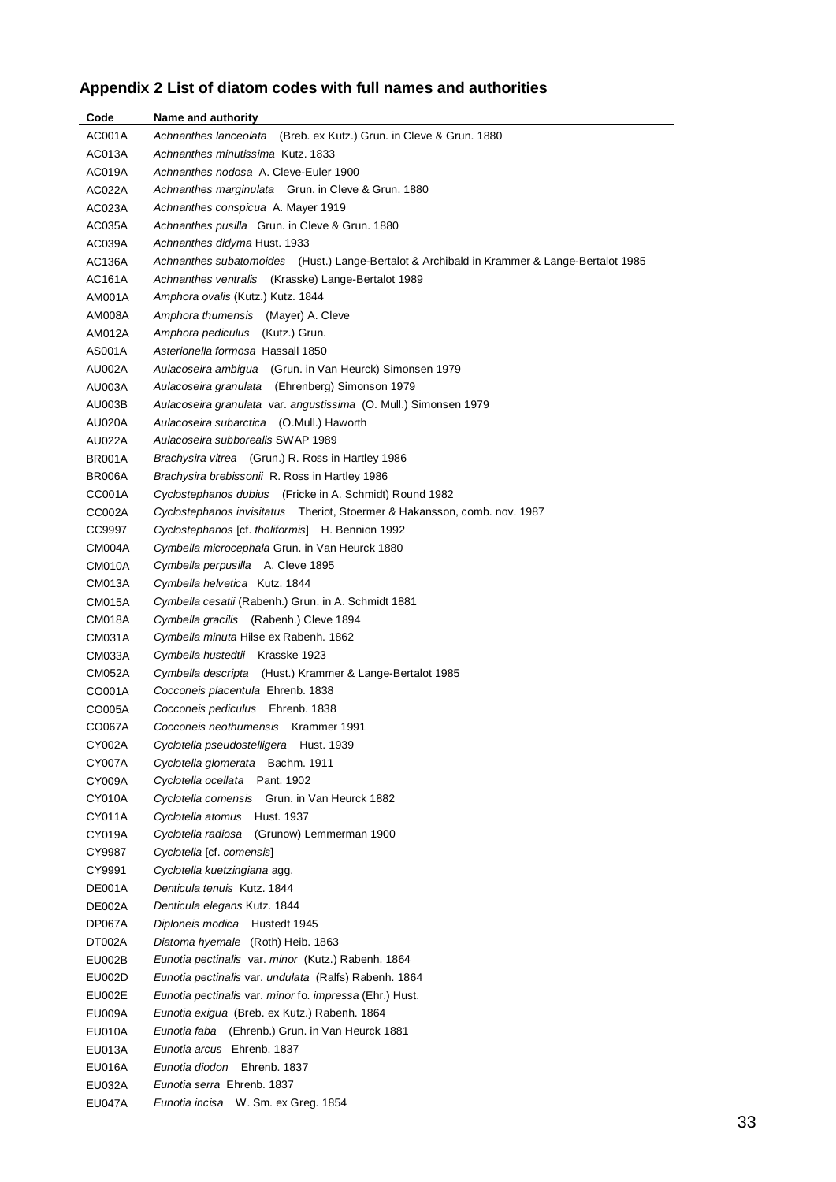## Appendix 2 List of diatom codes with full names and authorities

| Code | Name and authority |
|---|---|
| AC001A | *Achnanthes lanceolata* (Breb. ex Kutz.) Grun. in Cleve & Grun. 1880 |
| AC013A | *Achnanthes minutissima* Kutz. 1833 |
| AC019A | *Achnanthes nodosa* A. Cleve-Euler 1900 |
| AC022A | *Achnanthes marginulata* Grun. in Cleve & Grun. 1880 |
| AC023A | *Achnanthes conspicua* A. Mayer 1919 |
| AC035A | *Achnanthes pusilla* Grun. in Cleve & Grun. 1880 |
| AC039A | *Achnanthes didyma* Hust. 1933 |
| AC136A | *Achnanthes subatomoides* (Hust.) Lange-Bertalot & Archibald in Krammer & Lange-Bertalot 1985 |
| AC161A | *Achnanthes ventralis* (Krasske) Lange-Bertalot 1989 |
| AM001A | *Amphora ovalis* (Kutz.) Kutz. 1844 |
| AM008A | *Amphora thumensis* (Mayer) A. Cleve |
| AM012A | *Amphora pediculus* (Kutz.) Grun. |
| AS001A | *Asterionella formosa* Hassall 1850 |
| AU002A | *Aulacoseira ambigua* (Grun. in Van Heurck) Simonsen 1979 |
| AU003A | *Aulacoseira granulata* (Ehrenberg) Simonson 1979 |
| AU003B | *Aulacoseira granulata* var. *angustissima* (O. Mull.) Simonsen 1979 |
| AU020A | *Aulacoseira subarctica* (O.Mull.) Haworth |
| AU022A | *Aulacoseira subborealis* SWAP 1989 |
| BR001A | *Brachysira vitrea* (Grun.) R. Ross in Hartley 1986 |
| BR006A | *Brachysira brebissonii* R. Ross in Hartley 1986 |
| CC001A | *Cyclostephanos dubius* (Fricke in A. Schmidt) Round 1982 |
| CC002A | *Cyclostephanos invisitatus* Theriot, Stoermer & Hakansson, comb. nov. 1987 |
| CC9997 | *Cyclostephanos* [cf. *tholiformis*] H. Bennion 1992 |
| CM004A | *Cymbella microcephala* Grun. in Van Heurck 1880 |
| CM010A | *Cymbella perpusilla* A. Cleve 1895 |
| CM013A | *Cymbella helvetica* Kutz. 1844 |
| CM015A | *Cymbella cesatii* (Rabenh.) Grun. in A. Schmidt 1881 |
| CM018A | *Cymbella gracilis* (Rabenh.) Cleve 1894 |
| CM031A | *Cymbella minuta* Hilse ex Rabenh. 1862 |
| CM033A | *Cymbella hustedtii* Krasske 1923 |
| CM052A | *Cymbella descripta* (Hust.) Krammer & Lange-Bertalot 1985 |
| CO001A | *Cocconeis placentula* Ehrenb. 1838 |
| CO005A | *Cocconeis pediculus* Ehrenb. 1838 |
| CO067A | *Cocconeis neothumensis* Krammer 1991 |
| CY002A | *Cyclotella pseudostelligera* Hust. 1939 |
| CY007A | *Cyclotella glomerata* Bachm. 1911 |
| CY009A | *Cyclotella ocellata* Pant. 1902 |
| CY010A | *Cyclotella comensis* Grun. in Van Heurck 1882 |
| CY011A | *Cyclotella atomus* Hust. 1937 |
| CY019A | *Cyclotella radiosa* (Grunow) Lemmerman 1900 |
| CY9987 | *Cyclotella* [cf. *comensis*] |
| CY9991 | *Cyclotella kuetzingiana* agg. |
| DE001A | *Denticula tenuis* Kutz. 1844 |
| DE002A | *Denticula elegans* Kutz. 1844 |
| DP067A | *Diploneis modica* Hustedt 1945 |
| DT002A | *Diatoma hyemale* (Roth) Heib. 1863 |
| EU002B | *Eunotia pectinalis* var. *minor* (Kutz.) Rabenh. 1864 |
| EU002D | *Eunotia pectinalis* var. *undulata* (Ralfs) Rabenh. 1864 |
| EU002E | *Eunotia pectinalis* var. *minor* fo. *impressa* (Ehr.) Hust. |
| EU009A | *Eunotia exigua* (Breb. ex Kutz.) Rabenh. 1864 |
| EU010A | *Eunotia faba* (Ehrenb.) Grun. in Van Heurck 1881 |
| EU013A | *Eunotia arcus* Ehrenb. 1837 |
| EU016A | *Eunotia diodon* Ehrenb. 1837 |
| EU032A | *Eunotia serra* Ehrenb. 1837 |
| EU047A | *Eunotia incisa* W. Sm. ex Greg. 1854 |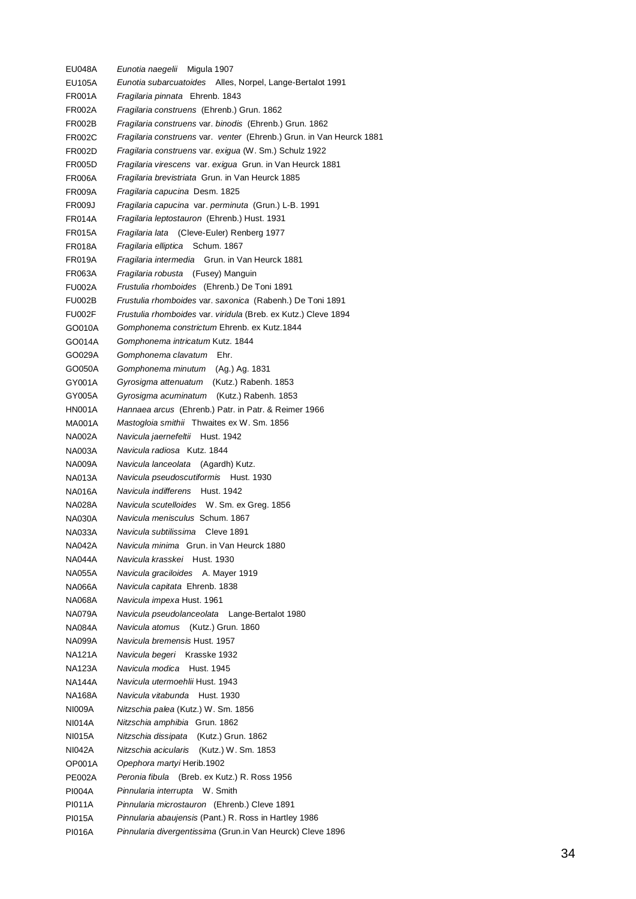| | |
|---|---|
| EU048A | *Eunotia naegelii* Migula 1907 |
| EU105A | *Eunotia subarcuatoides* Alles, Norpel, Lange-Bertalot 1991 |
| FR001A | *Fragilaria pinnata* Ehrenb. 1843 |
| FR002A | *Fragilaria construens* (Ehrenb.) Grun. 1862 |
| FR002B | *Fragilaria construens* var. *binodis* (Ehrenb.) Grun. 1862 |
| FR002C | *Fragilaria construens* var. *venter* (Ehrenb.) Grun. in Van Heurck 1881 |
| FR002D | *Fragilaria construens* var. *exigua* (W. Sm.) Schulz 1922 |
| FR005D | *Fragilaria virescens* var. *exigua* Grun. in Van Heurck 1881 |
| FR006A | *Fragilaria brevistriata* Grun. in Van Heurck 1885 |
| FR009A | *Fragilaria capucina* Desm. 1825 |
| FR009J | *Fragilaria capucina* var. *perminuta* (Grun.) L-B. 1991 |
| FR014A | *Fragilaria leptostauron* (Ehrenb.) Hust. 1931 |
| FR015A | *Fragilaria lata* (Cleve-Euler) Renberg 1977 |
| FR018A | *Fragilaria elliptica* Schum. 1867 |
| FR019A | *Fragilaria intermedia* Grun. in Van Heurck 1881 |
| FR063A | *Fragilaria robusta* (Fusey) Manguin |
| FU002A | *Frustulia rhomboides* (Ehrenb.) De Toni 1891 |
| FU002B | *Frustulia rhomboides* var. *saxonica* (Rabenh.) De Toni 1891 |
| FU002F | *Frustulia rhomboides* var. *viridula* (Breb. ex Kutz.) Cleve 1894 |
| GO010A | *Gomphonema constrictum* Ehrenb. ex Kutz.1844 |
| GO014A | *Gomphonema intricatum* Kutz. 1844 |
| GO029A | *Gomphonema clavatum* Ehr. |
| GO050A | *Gomphonema minutum* (Ag.) Ag. 1831 |
| GY001A | *Gyrosigma attenuatum* (Kutz.) Rabenh. 1853 |
| GY005A | *Gyrosigma acuminatum* (Kutz.) Rabenh. 1853 |
| HN001A | *Hannaea arcus* (Ehrenb.) Patr. in Patr. & Reimer 1966 |
| MA001A | *Mastogloia smithii* Thwaites ex W. Sm. 1856 |
| NA002A | *Navicula jaernefeltii* Hust. 1942 |
| NA003A | *Navicula radiosa* Kutz. 1844 |
| NA009A | *Navicula lanceolata* (Agardh) Kutz. |
| NA013A | *Navicula pseudoscutiformis* Hust. 1930 |
| NA016A | *Navicula indifferens* Hust. 1942 |
| NA028A | *Navicula scutelloides* W. Sm. ex Greg. 1856 |
| NA030A | *Navicula menisculus* Schum. 1867 |
| NA033A | *Navicula subtilissima* Cleve 1891 |
| NA042A | *Navicula minima* Grun. in Van Heurck 1880 |
| NA044A | *Navicula krasskei* Hust. 1930 |
| NA055A | *Navicula graciloides* A. Mayer 1919 |
| NA066A | *Navicula capitata* Ehrenb. 1838 |
| NA068A | *Navicula impexa* Hust. 1961 |
| NA079A | *Navicula pseudolanceolata* Lange-Bertalot 1980 |
| NA084A | *Navicula atomus* (Kutz.) Grun. 1860 |
| NA099A | *Navicula bremensis* Hust. 1957 |
| NA121A | *Navicula begeri* Krasske 1932 |
| NA123A | *Navicula modica* Hust. 1945 |
| NA144A | *Navicula utermoehlii* Hust. 1943 |
| NA168A | *Navicula vitabunda* Hust. 1930 |
| NI009A | *Nitzschia palea* (Kutz.) W. Sm. 1856 |
| NI014A | *Nitzschia amphibia* Grun. 1862 |
| NI015A | *Nitzschia dissipata* (Kutz.) Grun. 1862 |
| NI042A | *Nitzschia acicularis* (Kutz.) W. Sm. 1853 |
| OP001A | *Opephora martyi* Herib.1902 |
| PE002A | *Peronia fibula* (Breb. ex Kutz.) R. Ross 1956 |
| PI004A | *Pinnularia interrupta* W. Smith |
| PI011A | *Pinnularia microstauron* (Ehrenb.) Cleve 1891 |
| PI015A | *Pinnularia abaujensis* (Pant.) R. Ross in Hartley 1986 |
| PI016A | *Pinnularia divergentissima* (Grun.in Van Heurck) Cleve 1896 |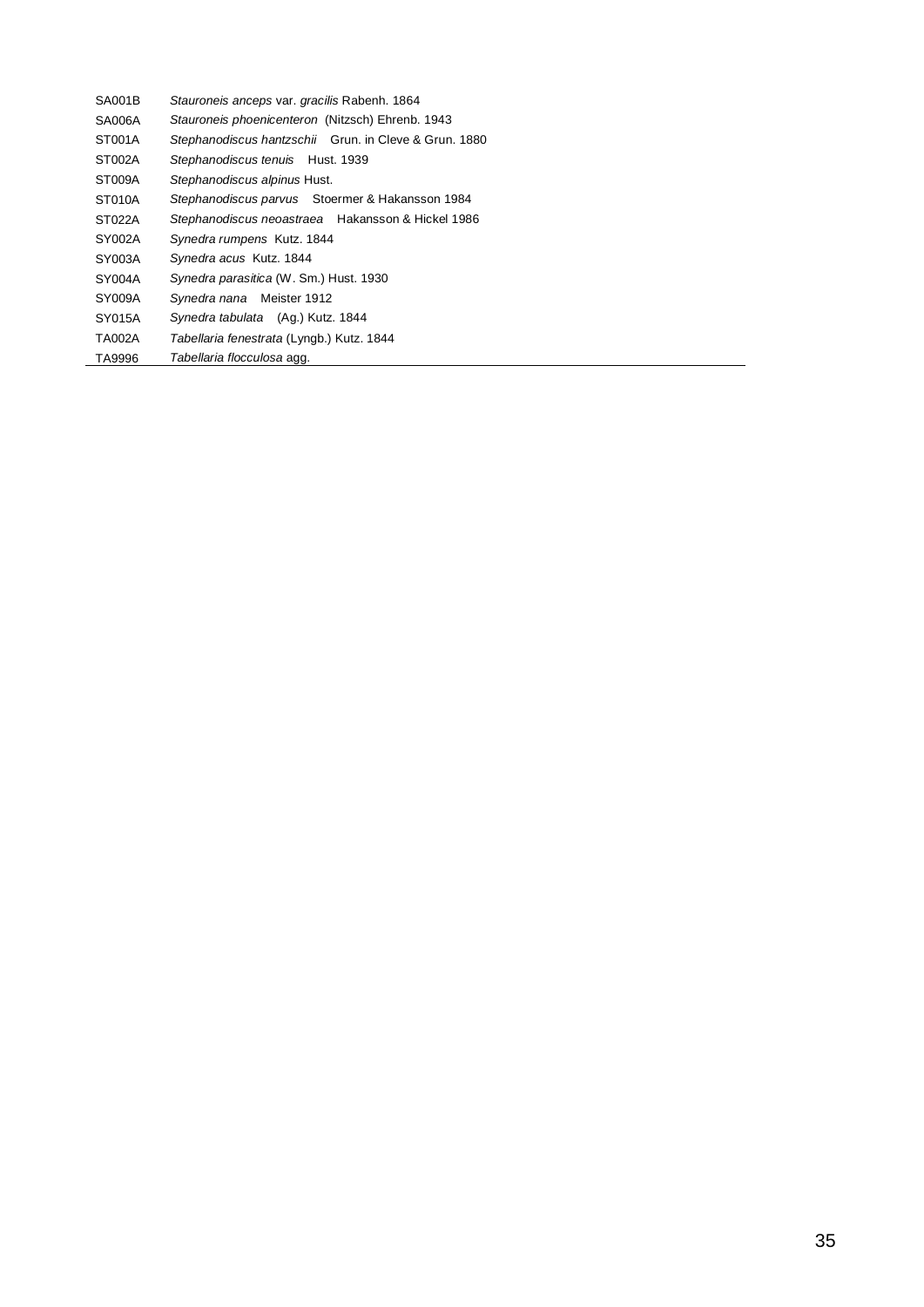| | |
|---|---|
| SA001B | *Stauroneis anceps* var. *gracilis* Rabenh. 1864 |
| SA006A | *Stauroneis phoenicenteron* (Nitzsch) Ehrenb. 1943 |
| ST001A | *Stephanodiscus hantzschii* Grun. in Cleve & Grun. 1880 |
| ST002A | *Stephanodiscus tenuis* Hust. 1939 |
| ST009A | *Stephanodiscus alpinus* Hust. |
| ST010A | *Stephanodiscus parvus* Stoermer & Hakansson 1984 |
| ST022A | *Stephanodiscus neoastraea* Hakansson & Hickel 1986 |
| SY002A | *Synedra rumpens* Kutz. 1844 |
| SY003A | *Synedra acus* Kutz. 1844 |
| SY004A | *Synedra parasitica* (W. Sm.) Hust. 1930 |
| SY009A | *Synedra nana* Meister 1912 |
| SY015A | *Synedra tabulata* (Ag.) Kutz. 1844 |
| TA002A | *Tabellaria fenestrata* (Lyngb.) Kutz. 1844 |
| TA9996 | *Tabellaria flocculosa* agg. |